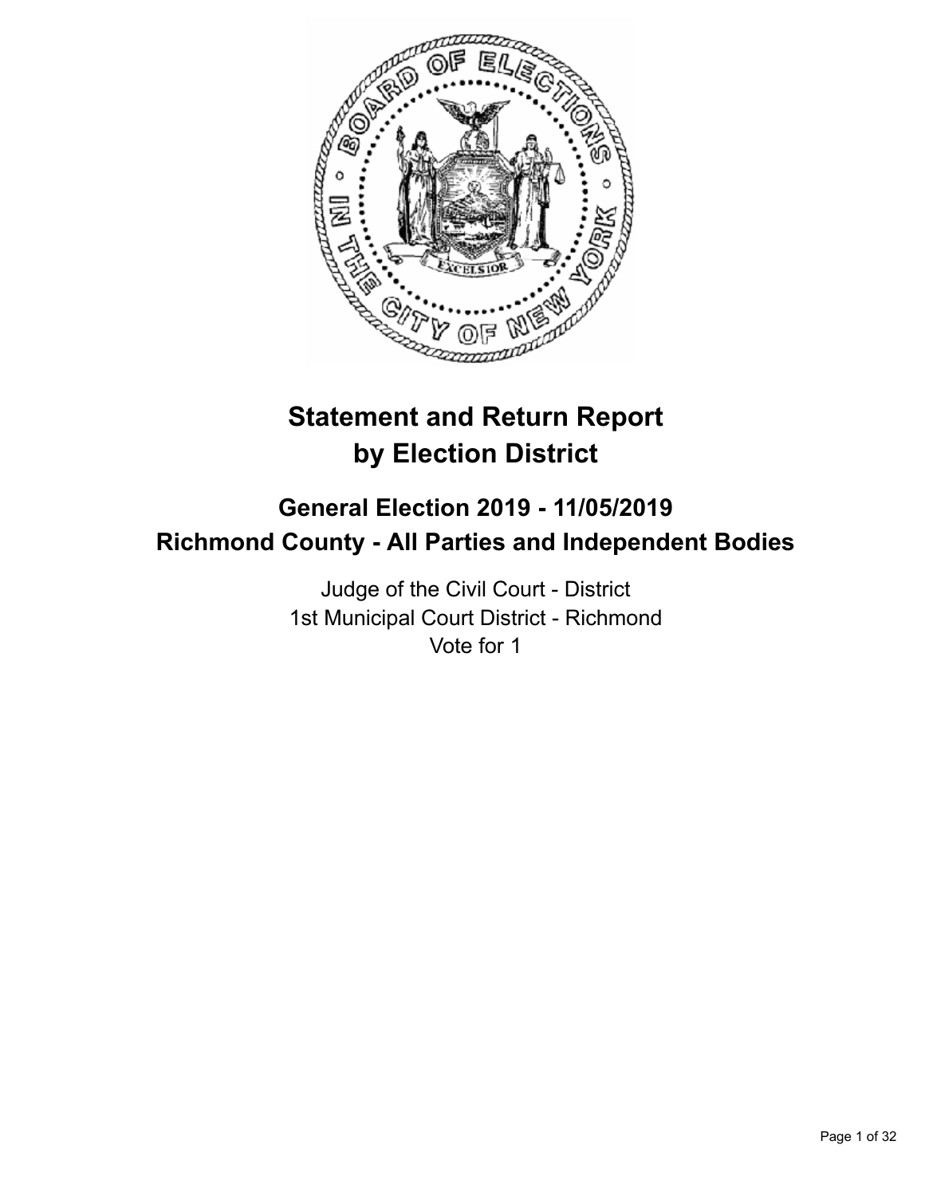# Statement and Return Report by Election District

## General Election 2019 - 11/05/2019
## Richmond County - All Parties and Independent Bodies

Judge of the Civil Court - District
1st Municipal Court District - Richmond
Vote for 1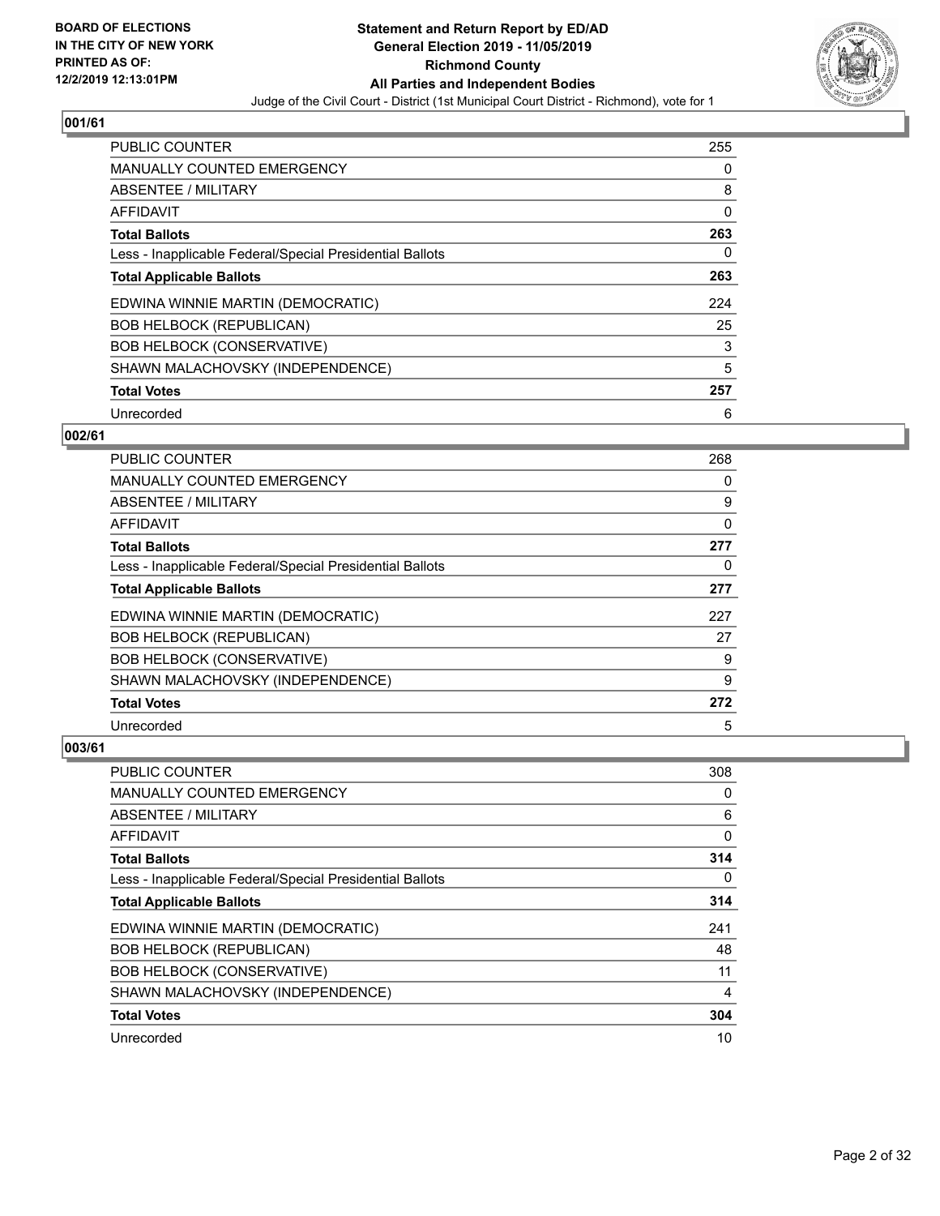## 001/61

| | |
|---|---|
| PUBLIC COUNTER | 255 |
| MANUALLY COUNTED EMERGENCY | 0 |
| ABSENTEE / MILITARY | 8 |
| AFFIDAVIT | 0 |
| **Total Ballots** | **263** |
| Less - Inapplicable Federal/Special Presidential Ballots | 0 |
| **Total Applicable Ballots** | **263** |
| EDWINA WINNIE MARTIN (DEMOCRATIC) | 224 |
| BOB HELBOCK (REPUBLICAN) | 25 |
| BOB HELBOCK (CONSERVATIVE) | 3 |
| SHAWN MALACHOVSKY (INDEPENDENCE) | 5 |
| **Total Votes** | **257** |
| Unrecorded | 6 |

## 002/61

| | |
|---|---|
| PUBLIC COUNTER | 268 |
| MANUALLY COUNTED EMERGENCY | 0 |
| ABSENTEE / MILITARY | 9 |
| AFFIDAVIT | 0 |
| **Total Ballots** | **277** |
| Less - Inapplicable Federal/Special Presidential Ballots | 0 |
| **Total Applicable Ballots** | **277** |
| EDWINA WINNIE MARTIN (DEMOCRATIC) | 227 |
| BOB HELBOCK (REPUBLICAN) | 27 |
| BOB HELBOCK (CONSERVATIVE) | 9 |
| SHAWN MALACHOVSKY (INDEPENDENCE) | 9 |
| **Total Votes** | **272** |
| Unrecorded | 5 |

## 003/61

| | |
|---|---|
| PUBLIC COUNTER | 308 |
| MANUALLY COUNTED EMERGENCY | 0 |
| ABSENTEE / MILITARY | 6 |
| AFFIDAVIT | 0 |
| **Total Ballots** | **314** |
| Less - Inapplicable Federal/Special Presidential Ballots | 0 |
| **Total Applicable Ballots** | **314** |
| EDWINA WINNIE MARTIN (DEMOCRATIC) | 241 |
| BOB HELBOCK (REPUBLICAN) | 48 |
| BOB HELBOCK (CONSERVATIVE) | 11 |
| SHAWN MALACHOVSKY (INDEPENDENCE) | 4 |
| **Total Votes** | **304** |
| Unrecorded | 10 |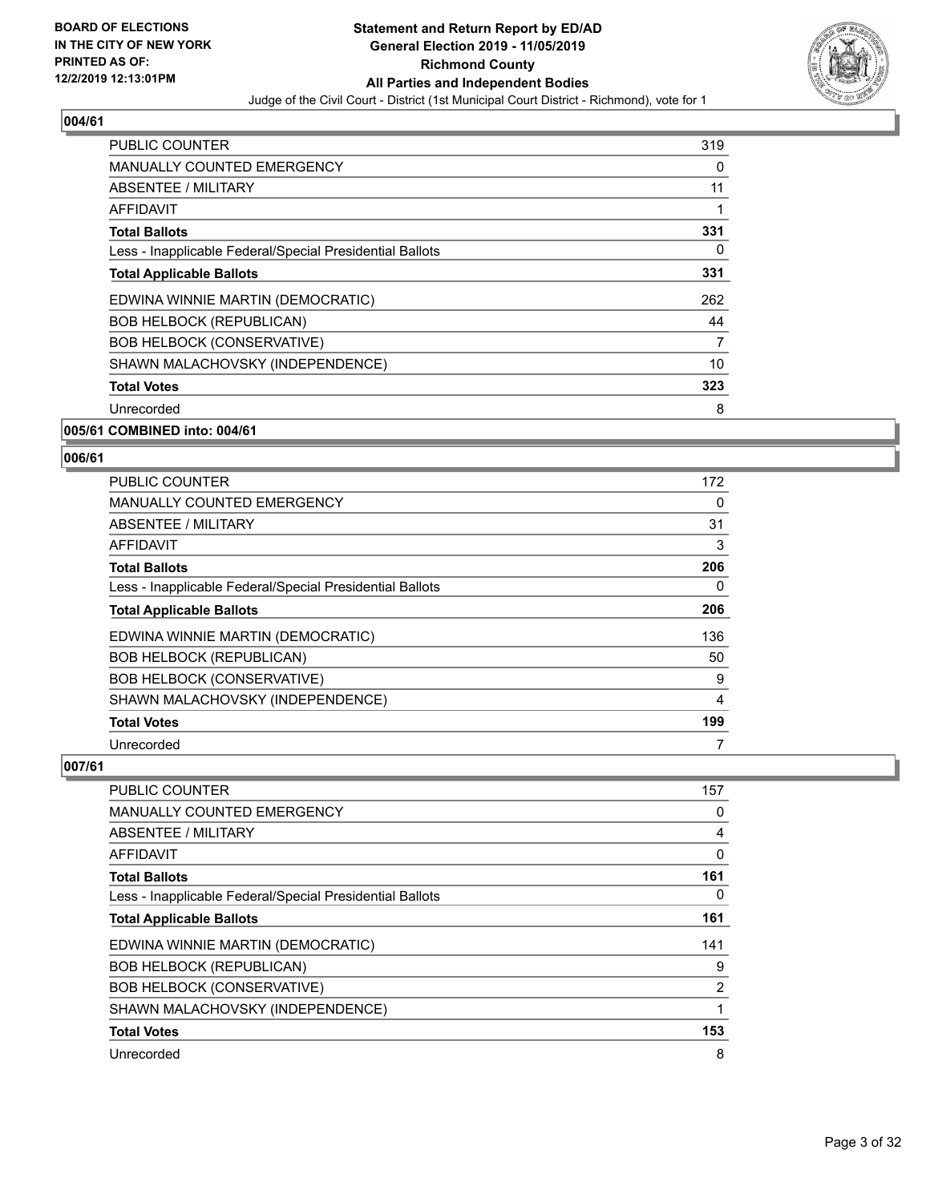## 004/61

| | |
|---|---|
| PUBLIC COUNTER | 319 |
| MANUALLY COUNTED EMERGENCY | 0 |
| ABSENTEE / MILITARY | 11 |
| AFFIDAVIT | 1 |
| **Total Ballots** | **331** |
| Less - Inapplicable Federal/Special Presidential Ballots | 0 |
| **Total Applicable Ballots** | **331** |
| EDWINA WINNIE MARTIN (DEMOCRATIC) | 262 |
| BOB HELBOCK (REPUBLICAN) | 44 |
| BOB HELBOCK (CONSERVATIVE) | 7 |
| SHAWN MALACHOVSKY (INDEPENDENCE) | 10 |
| **Total Votes** | **323** |
| Unrecorded | 8 |

## 005/61 COMBINED into: 004/61

## 006/61

| | |
|---|---|
| PUBLIC COUNTER | 172 |
| MANUALLY COUNTED EMERGENCY | 0 |
| ABSENTEE / MILITARY | 31 |
| AFFIDAVIT | 3 |
| **Total Ballots** | **206** |
| Less - Inapplicable Federal/Special Presidential Ballots | 0 |
| **Total Applicable Ballots** | **206** |
| EDWINA WINNIE MARTIN (DEMOCRATIC) | 136 |
| BOB HELBOCK (REPUBLICAN) | 50 |
| BOB HELBOCK (CONSERVATIVE) | 9 |
| SHAWN MALACHOVSKY (INDEPENDENCE) | 4 |
| **Total Votes** | **199** |
| Unrecorded | 7 |

## 007/61

| | |
|---|---|
| PUBLIC COUNTER | 157 |
| MANUALLY COUNTED EMERGENCY | 0 |
| ABSENTEE / MILITARY | 4 |
| AFFIDAVIT | 0 |
| **Total Ballots** | **161** |
| Less - Inapplicable Federal/Special Presidential Ballots | 0 |
| **Total Applicable Ballots** | **161** |
| EDWINA WINNIE MARTIN (DEMOCRATIC) | 141 |
| BOB HELBOCK (REPUBLICAN) | 9 |
| BOB HELBOCK (CONSERVATIVE) | 2 |
| SHAWN MALACHOVSKY (INDEPENDENCE) | 1 |
| **Total Votes** | **153** |
| Unrecorded | 8 |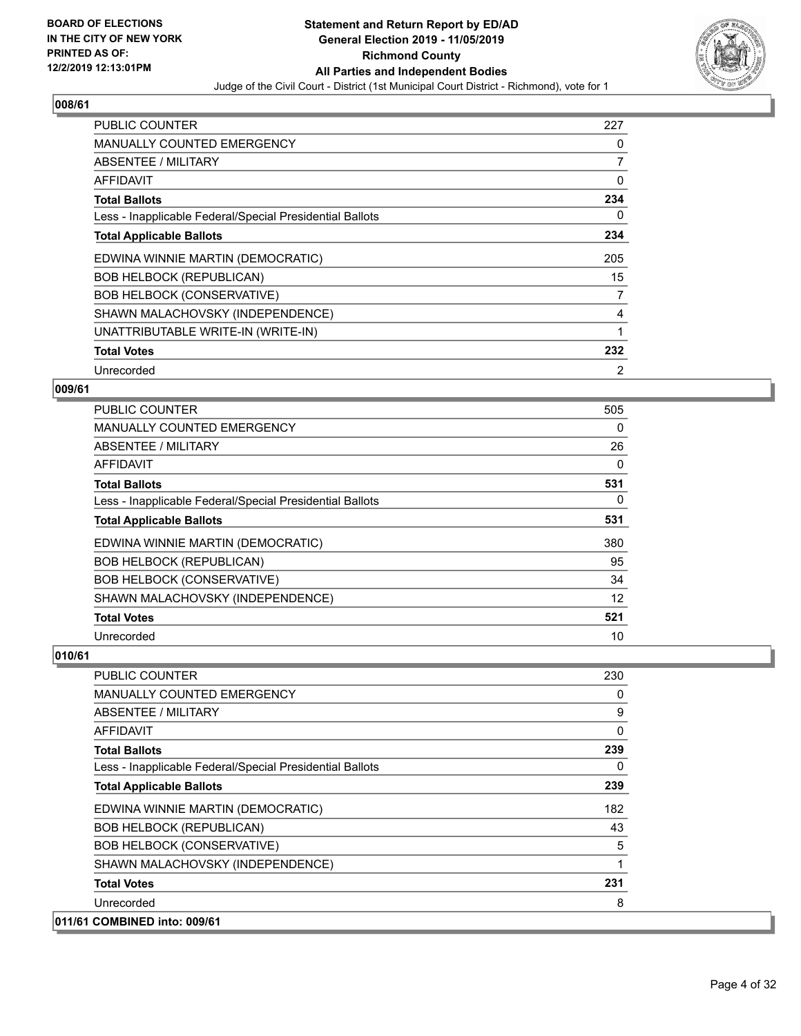**BOARD OF ELECTIONS IN THE CITY OF NEW YORK PRINTED AS OF: 12/2/2019 12:13:01PM**

**Statement and Return Report by ED/AD General Election 2019 - 11/05/2019 Richmond County All Parties and Independent Bodies**

Judge of the Civil Court - District (1st Municipal Court District - Richmond), vote for 1

## 008/61

| | |
|---|---|
| PUBLIC COUNTER | 227 |
| MANUALLY COUNTED EMERGENCY | 0 |
| ABSENTEE / MILITARY | 7 |
| AFFIDAVIT | 0 |
| **Total Ballots** | **234** |
| Less - Inapplicable Federal/Special Presidential Ballots | 0 |
| **Total Applicable Ballots** | **234** |
| EDWINA WINNIE MARTIN (DEMOCRATIC) | 205 |
| BOB HELBOCK (REPUBLICAN) | 15 |
| BOB HELBOCK (CONSERVATIVE) | 7 |
| SHAWN MALACHOVSKY (INDEPENDENCE) | 4 |
| UNATTRIBUTABLE WRITE-IN (WRITE-IN) | 1 |
| **Total Votes** | **232** |
| Unrecorded | 2 |

## 009/61

| | |
|---|---|
| PUBLIC COUNTER | 505 |
| MANUALLY COUNTED EMERGENCY | 0 |
| ABSENTEE / MILITARY | 26 |
| AFFIDAVIT | 0 |
| **Total Ballots** | **531** |
| Less - Inapplicable Federal/Special Presidential Ballots | 0 |
| **Total Applicable Ballots** | **531** |
| EDWINA WINNIE MARTIN (DEMOCRATIC) | 380 |
| BOB HELBOCK (REPUBLICAN) | 95 |
| BOB HELBOCK (CONSERVATIVE) | 34 |
| SHAWN MALACHOVSKY (INDEPENDENCE) | 12 |
| **Total Votes** | **521** |
| Unrecorded | 10 |

## 010/61

| | |
|---|---|
| PUBLIC COUNTER | 230 |
| MANUALLY COUNTED EMERGENCY | 0 |
| ABSENTEE / MILITARY | 9 |
| AFFIDAVIT | 0 |
| **Total Ballots** | **239** |
| Less - Inapplicable Federal/Special Presidential Ballots | 0 |
| **Total Applicable Ballots** | **239** |
| EDWINA WINNIE MARTIN (DEMOCRATIC) | 182 |
| BOB HELBOCK (REPUBLICAN) | 43 |
| BOB HELBOCK (CONSERVATIVE) | 5 |
| SHAWN MALACHOVSKY (INDEPENDENCE) | 1 |
| **Total Votes** | **231** |
| Unrecorded | 8 |

## 011/61 COMBINED into: 009/61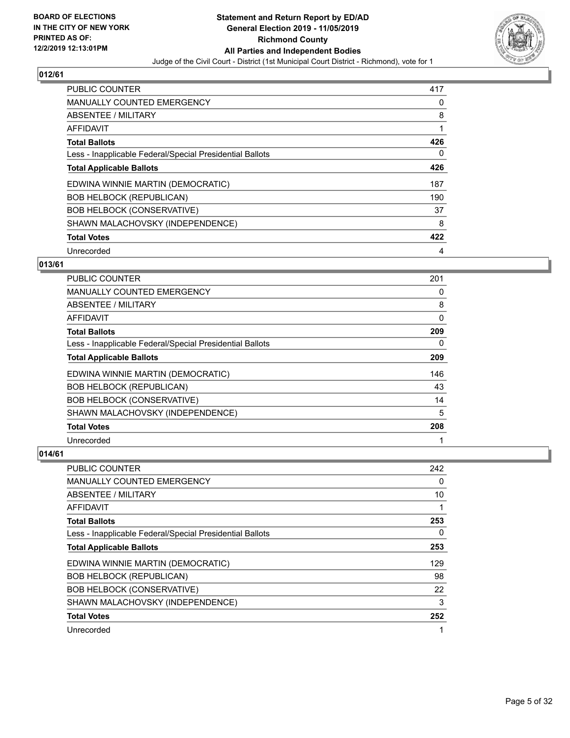## 012/61

| | |
|---|---|
| PUBLIC COUNTER | 417 |
| MANUALLY COUNTED EMERGENCY | 0 |
| ABSENTEE / MILITARY | 8 |
| AFFIDAVIT | 1 |
| **Total Ballots** | **426** |
| Less - Inapplicable Federal/Special Presidential Ballots | 0 |
| **Total Applicable Ballots** | **426** |
| EDWINA WINNIE MARTIN (DEMOCRATIC) | 187 |
| BOB HELBOCK (REPUBLICAN) | 190 |
| BOB HELBOCK (CONSERVATIVE) | 37 |
| SHAWN MALACHOVSKY (INDEPENDENCE) | 8 |
| **Total Votes** | **422** |
| Unrecorded | 4 |

## 013/61

| | |
|---|---|
| PUBLIC COUNTER | 201 |
| MANUALLY COUNTED EMERGENCY | 0 |
| ABSENTEE / MILITARY | 8 |
| AFFIDAVIT | 0 |
| **Total Ballots** | **209** |
| Less - Inapplicable Federal/Special Presidential Ballots | 0 |
| **Total Applicable Ballots** | **209** |
| EDWINA WINNIE MARTIN (DEMOCRATIC) | 146 |
| BOB HELBOCK (REPUBLICAN) | 43 |
| BOB HELBOCK (CONSERVATIVE) | 14 |
| SHAWN MALACHOVSKY (INDEPENDENCE) | 5 |
| **Total Votes** | **208** |
| Unrecorded | 1 |

## 014/61

| | |
|---|---|
| PUBLIC COUNTER | 242 |
| MANUALLY COUNTED EMERGENCY | 0 |
| ABSENTEE / MILITARY | 10 |
| AFFIDAVIT | 1 |
| **Total Ballots** | **253** |
| Less - Inapplicable Federal/Special Presidential Ballots | 0 |
| **Total Applicable Ballots** | **253** |
| EDWINA WINNIE MARTIN (DEMOCRATIC) | 129 |
| BOB HELBOCK (REPUBLICAN) | 98 |
| BOB HELBOCK (CONSERVATIVE) | 22 |
| SHAWN MALACHOVSKY (INDEPENDENCE) | 3 |
| **Total Votes** | **252** |
| Unrecorded | 1 |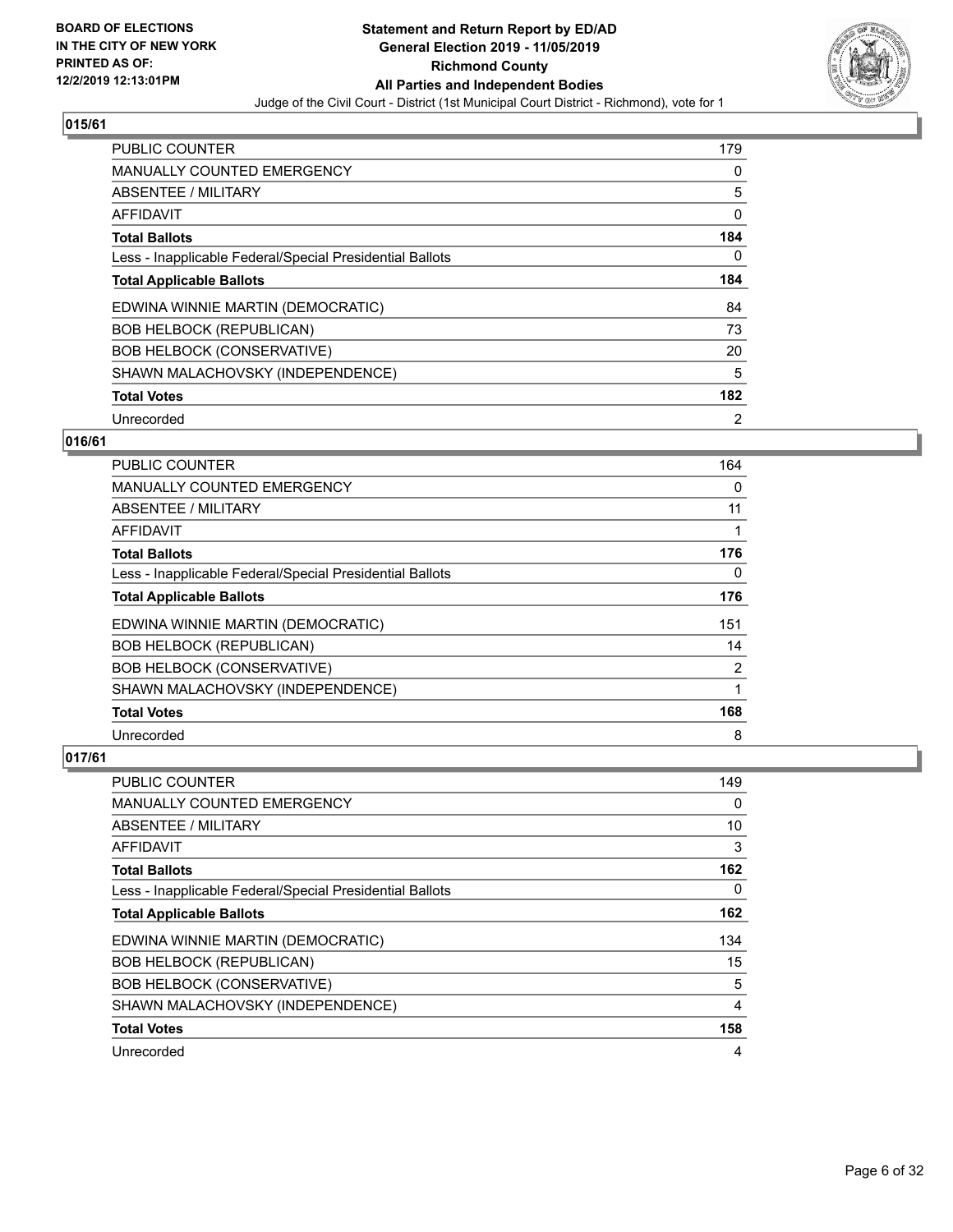## 015/61

| | |
|---|---|
| PUBLIC COUNTER | 179 |
| MANUALLY COUNTED EMERGENCY | 0 |
| ABSENTEE / MILITARY | 5 |
| AFFIDAVIT | 0 |
| **Total Ballots** | **184** |
| Less - Inapplicable Federal/Special Presidential Ballots | 0 |
| **Total Applicable Ballots** | **184** |
| EDWINA WINNIE MARTIN (DEMOCRATIC) | 84 |
| BOB HELBOCK (REPUBLICAN) | 73 |
| BOB HELBOCK (CONSERVATIVE) | 20 |
| SHAWN MALACHOVSKY (INDEPENDENCE) | 5 |
| **Total Votes** | **182** |
| Unrecorded | 2 |

## 016/61

| | |
|---|---|
| PUBLIC COUNTER | 164 |
| MANUALLY COUNTED EMERGENCY | 0 |
| ABSENTEE / MILITARY | 11 |
| AFFIDAVIT | 1 |
| **Total Ballots** | **176** |
| Less - Inapplicable Federal/Special Presidential Ballots | 0 |
| **Total Applicable Ballots** | **176** |
| EDWINA WINNIE MARTIN (DEMOCRATIC) | 151 |
| BOB HELBOCK (REPUBLICAN) | 14 |
| BOB HELBOCK (CONSERVATIVE) | 2 |
| SHAWN MALACHOVSKY (INDEPENDENCE) | 1 |
| **Total Votes** | **168** |
| Unrecorded | 8 |

## 017/61

| | |
|---|---|
| PUBLIC COUNTER | 149 |
| MANUALLY COUNTED EMERGENCY | 0 |
| ABSENTEE / MILITARY | 10 |
| AFFIDAVIT | 3 |
| **Total Ballots** | **162** |
| Less - Inapplicable Federal/Special Presidential Ballots | 0 |
| **Total Applicable Ballots** | **162** |
| EDWINA WINNIE MARTIN (DEMOCRATIC) | 134 |
| BOB HELBOCK (REPUBLICAN) | 15 |
| BOB HELBOCK (CONSERVATIVE) | 5 |
| SHAWN MALACHOVSKY (INDEPENDENCE) | 4 |
| **Total Votes** | **158** |
| Unrecorded | 4 |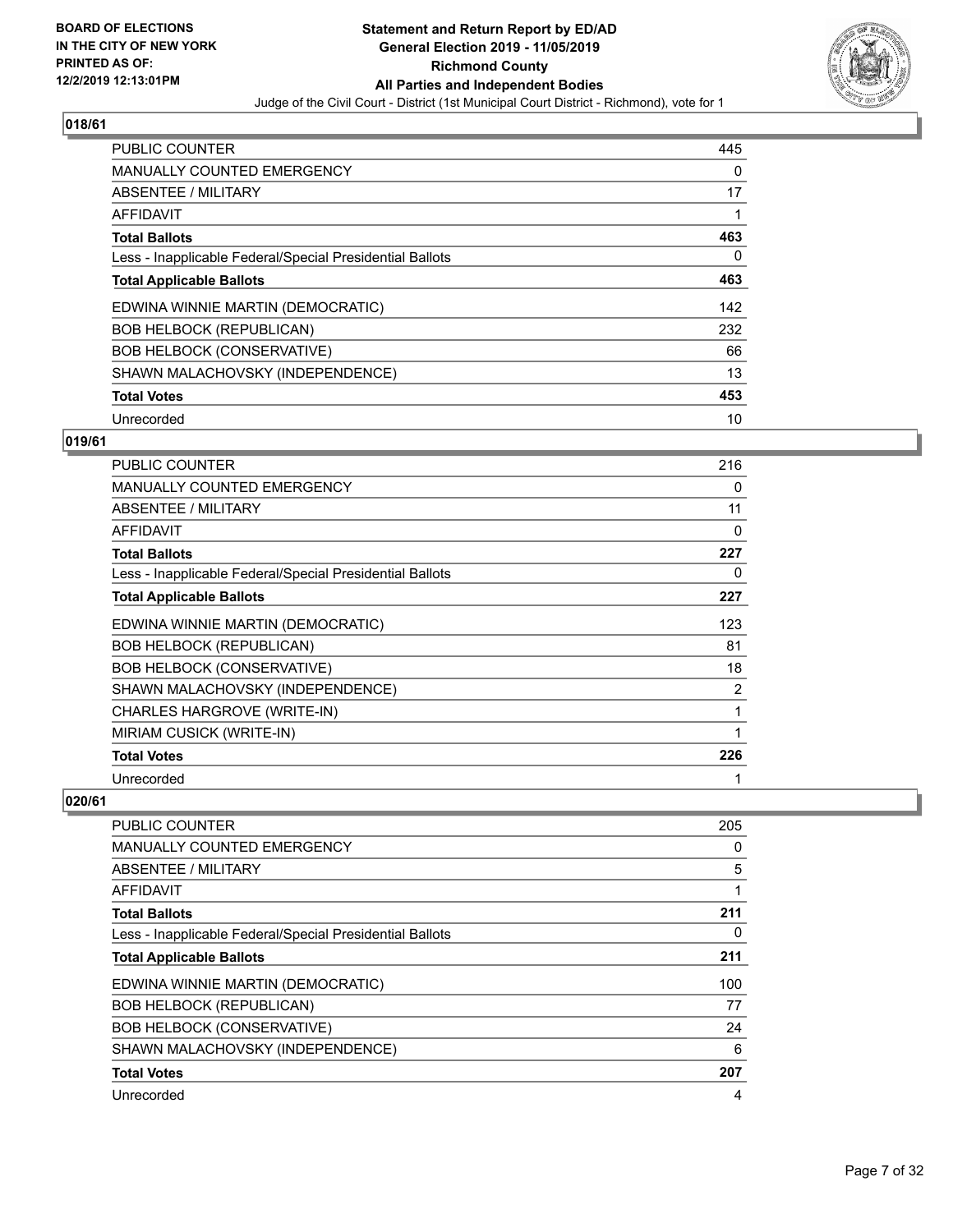## 018/61

| | |
|---|---|
| PUBLIC COUNTER | 445 |
| MANUALLY COUNTED EMERGENCY | 0 |
| ABSENTEE / MILITARY | 17 |
| AFFIDAVIT | 1 |
| **Total Ballots** | **463** |
| Less - Inapplicable Federal/Special Presidential Ballots | 0 |
| **Total Applicable Ballots** | **463** |
| EDWINA WINNIE MARTIN (DEMOCRATIC) | 142 |
| BOB HELBOCK (REPUBLICAN) | 232 |
| BOB HELBOCK (CONSERVATIVE) | 66 |
| SHAWN MALACHOVSKY (INDEPENDENCE) | 13 |
| **Total Votes** | **453** |
| Unrecorded | 10 |

## 019/61

| | |
|---|---|
| PUBLIC COUNTER | 216 |
| MANUALLY COUNTED EMERGENCY | 0 |
| ABSENTEE / MILITARY | 11 |
| AFFIDAVIT | 0 |
| **Total Ballots** | **227** |
| Less - Inapplicable Federal/Special Presidential Ballots | 0 |
| **Total Applicable Ballots** | **227** |
| EDWINA WINNIE MARTIN (DEMOCRATIC) | 123 |
| BOB HELBOCK (REPUBLICAN) | 81 |
| BOB HELBOCK (CONSERVATIVE) | 18 |
| SHAWN MALACHOVSKY (INDEPENDENCE) | 2 |
| CHARLES HARGROVE (WRITE-IN) | 1 |
| MIRIAM CUSICK (WRITE-IN) | 1 |
| **Total Votes** | **226** |
| Unrecorded | 1 |

## 020/61

| | |
|---|---|
| PUBLIC COUNTER | 205 |
| MANUALLY COUNTED EMERGENCY | 0 |
| ABSENTEE / MILITARY | 5 |
| AFFIDAVIT | 1 |
| **Total Ballots** | **211** |
| Less - Inapplicable Federal/Special Presidential Ballots | 0 |
| **Total Applicable Ballots** | **211** |
| EDWINA WINNIE MARTIN (DEMOCRATIC) | 100 |
| BOB HELBOCK (REPUBLICAN) | 77 |
| BOB HELBOCK (CONSERVATIVE) | 24 |
| SHAWN MALACHOVSKY (INDEPENDENCE) | 6 |
| **Total Votes** | **207** |
| Unrecorded | 4 |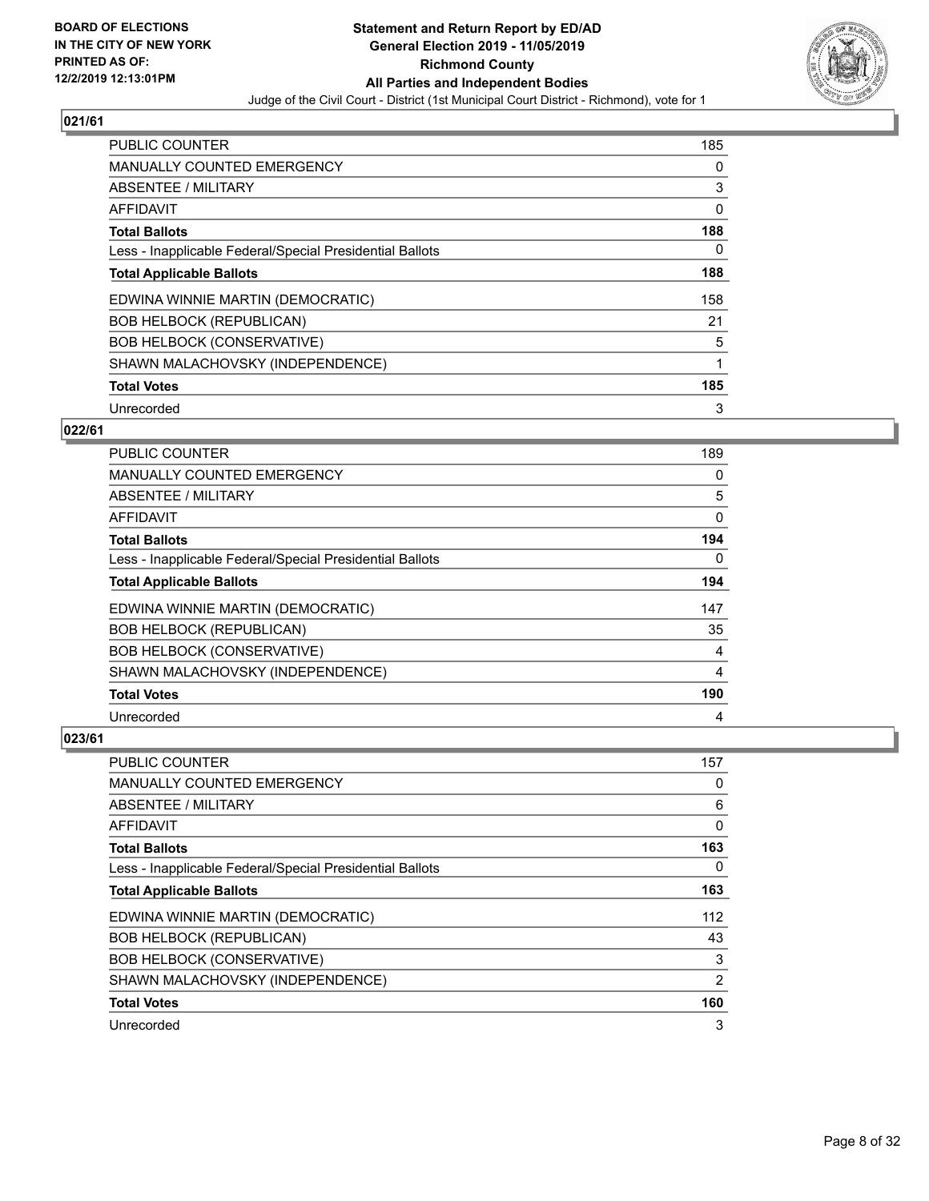**BOARD OF ELECTIONS IN THE CITY OF NEW YORK PRINTED AS OF: 12/2/2019 12:13:01PM**

**Statement and Return Report by ED/AD General Election 2019 - 11/05/2019 Richmond County All Parties and Independent Bodies**

Judge of the Civil Court - District (1st Municipal Court District - Richmond), vote for 1

### 021/61

| | |
|---|---|
| PUBLIC COUNTER | 185 |
| MANUALLY COUNTED EMERGENCY | 0 |
| ABSENTEE / MILITARY | 3 |
| AFFIDAVIT | 0 |
| **Total Ballots** | **188** |
| Less - Inapplicable Federal/Special Presidential Ballots | 0 |
| **Total Applicable Ballots** | **188** |
| EDWINA WINNIE MARTIN (DEMOCRATIC) | 158 |
| BOB HELBOCK (REPUBLICAN) | 21 |
| BOB HELBOCK (CONSERVATIVE) | 5 |
| SHAWN MALACHOVSKY (INDEPENDENCE) | 1 |
| **Total Votes** | **185** |
| Unrecorded | 3 |

### 022/61

| | |
|---|---|
| PUBLIC COUNTER | 189 |
| MANUALLY COUNTED EMERGENCY | 0 |
| ABSENTEE / MILITARY | 5 |
| AFFIDAVIT | 0 |
| **Total Ballots** | **194** |
| Less - Inapplicable Federal/Special Presidential Ballots | 0 |
| **Total Applicable Ballots** | **194** |
| EDWINA WINNIE MARTIN (DEMOCRATIC) | 147 |
| BOB HELBOCK (REPUBLICAN) | 35 |
| BOB HELBOCK (CONSERVATIVE) | 4 |
| SHAWN MALACHOVSKY (INDEPENDENCE) | 4 |
| **Total Votes** | **190** |
| Unrecorded | 4 |

### 023/61

| | |
|---|---|
| PUBLIC COUNTER | 157 |
| MANUALLY COUNTED EMERGENCY | 0 |
| ABSENTEE / MILITARY | 6 |
| AFFIDAVIT | 0 |
| **Total Ballots** | **163** |
| Less - Inapplicable Federal/Special Presidential Ballots | 0 |
| **Total Applicable Ballots** | **163** |
| EDWINA WINNIE MARTIN (DEMOCRATIC) | 112 |
| BOB HELBOCK (REPUBLICAN) | 43 |
| BOB HELBOCK (CONSERVATIVE) | 3 |
| SHAWN MALACHOVSKY (INDEPENDENCE) | 2 |
| **Total Votes** | **160** |
| Unrecorded | 3 |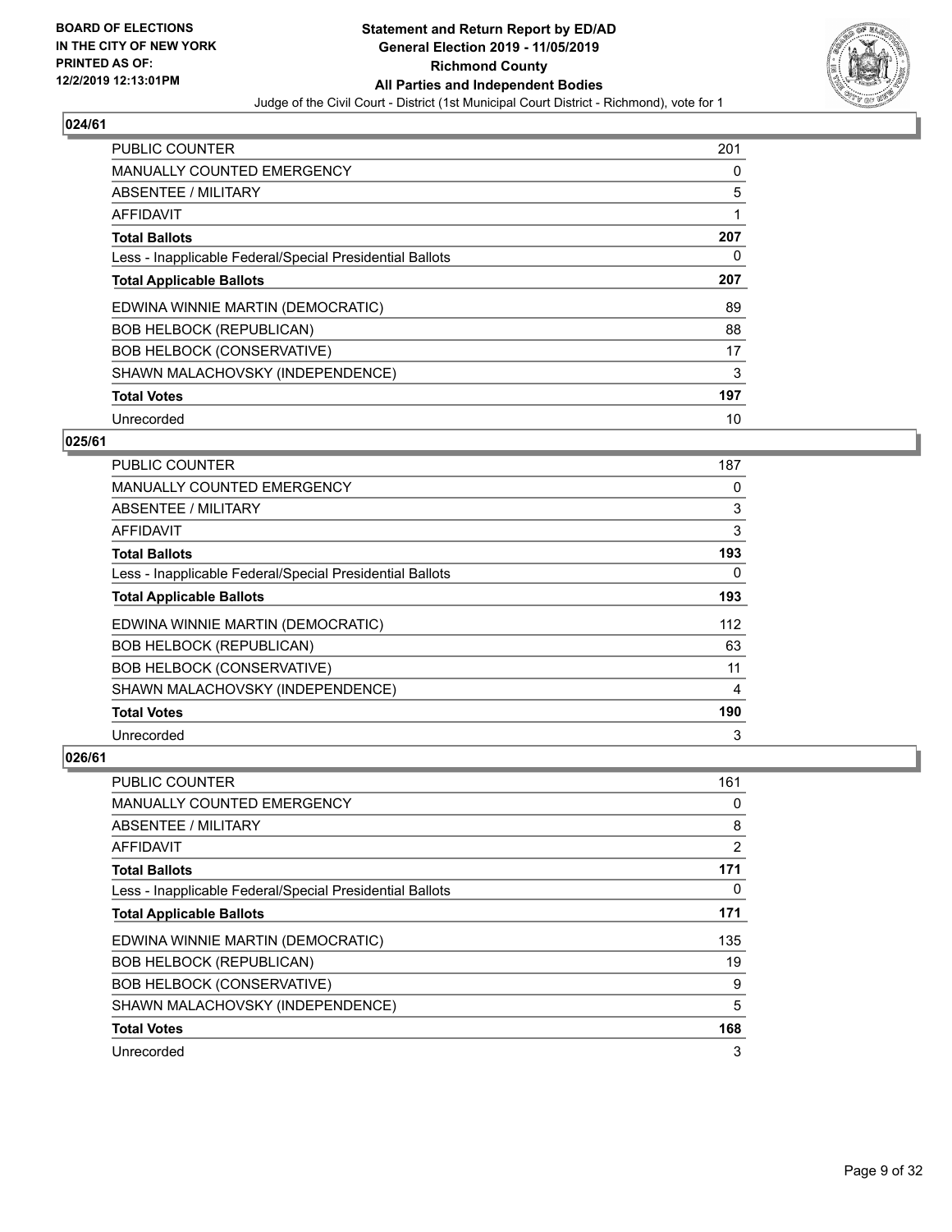**BOARD OF ELECTIONS IN THE CITY OF NEW YORK PRINTED AS OF: 12/2/2019 12:13:01PM**

**Statement and Return Report by ED/AD General Election 2019 - 11/05/2019 Richmond County All Parties and Independent Bodies**

Judge of the Civil Court - District (1st Municipal Court District - Richmond), vote for 1

## 024/61

| | |
|---|---|
| PUBLIC COUNTER | 201 |
| MANUALLY COUNTED EMERGENCY | 0 |
| ABSENTEE / MILITARY | 5 |
| AFFIDAVIT | 1 |
| **Total Ballots** | **207** |
| Less - Inapplicable Federal/Special Presidential Ballots | 0 |
| **Total Applicable Ballots** | **207** |
| EDWINA WINNIE MARTIN (DEMOCRATIC) | 89 |
| BOB HELBOCK (REPUBLICAN) | 88 |
| BOB HELBOCK (CONSERVATIVE) | 17 |
| SHAWN MALACHOVSKY (INDEPENDENCE) | 3 |
| **Total Votes** | **197** |
| Unrecorded | 10 |

## 025/61

| | |
|---|---|
| PUBLIC COUNTER | 187 |
| MANUALLY COUNTED EMERGENCY | 0 |
| ABSENTEE / MILITARY | 3 |
| AFFIDAVIT | 3 |
| **Total Ballots** | **193** |
| Less - Inapplicable Federal/Special Presidential Ballots | 0 |
| **Total Applicable Ballots** | **193** |
| EDWINA WINNIE MARTIN (DEMOCRATIC) | 112 |
| BOB HELBOCK (REPUBLICAN) | 63 |
| BOB HELBOCK (CONSERVATIVE) | 11 |
| SHAWN MALACHOVSKY (INDEPENDENCE) | 4 |
| **Total Votes** | **190** |
| Unrecorded | 3 |

## 026/61

| | |
|---|---|
| PUBLIC COUNTER | 161 |
| MANUALLY COUNTED EMERGENCY | 0 |
| ABSENTEE / MILITARY | 8 |
| AFFIDAVIT | 2 |
| **Total Ballots** | **171** |
| Less - Inapplicable Federal/Special Presidential Ballots | 0 |
| **Total Applicable Ballots** | **171** |
| EDWINA WINNIE MARTIN (DEMOCRATIC) | 135 |
| BOB HELBOCK (REPUBLICAN) | 19 |
| BOB HELBOCK (CONSERVATIVE) | 9 |
| SHAWN MALACHOVSKY (INDEPENDENCE) | 5 |
| **Total Votes** | **168** |
| Unrecorded | 3 |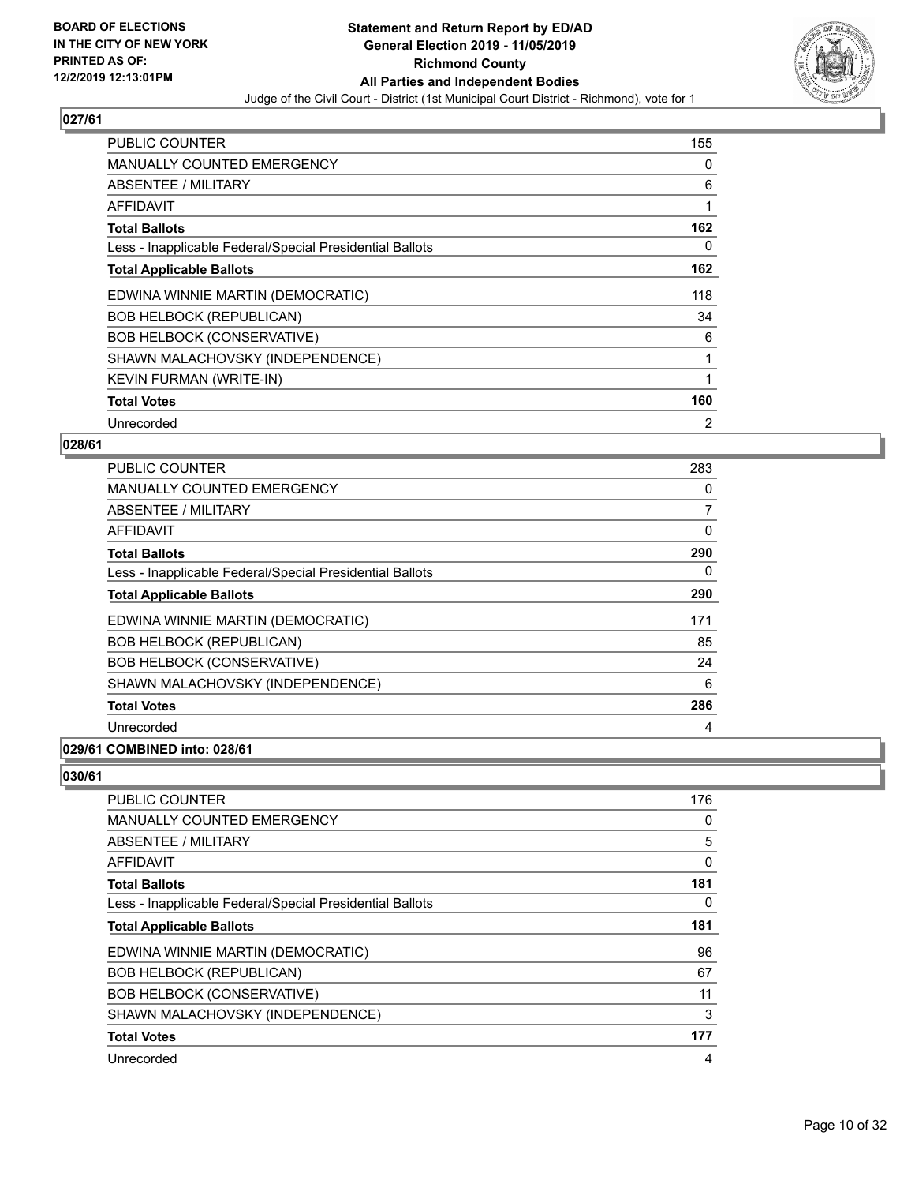## 027/61

| | |
|---|---|
| PUBLIC COUNTER | 155 |
| MANUALLY COUNTED EMERGENCY | 0 |
| ABSENTEE / MILITARY | 6 |
| AFFIDAVIT | 1 |
| **Total Ballots** | **162** |
| Less - Inapplicable Federal/Special Presidential Ballots | 0 |
| **Total Applicable Ballots** | **162** |
| EDWINA WINNIE MARTIN (DEMOCRATIC) | 118 |
| BOB HELBOCK (REPUBLICAN) | 34 |
| BOB HELBOCK (CONSERVATIVE) | 6 |
| SHAWN MALACHOVSKY (INDEPENDENCE) | 1 |
| KEVIN FURMAN (WRITE-IN) | 1 |
| **Total Votes** | **160** |
| Unrecorded | 2 |

## 028/61

| | |
|---|---|
| PUBLIC COUNTER | 283 |
| MANUALLY COUNTED EMERGENCY | 0 |
| ABSENTEE / MILITARY | 7 |
| AFFIDAVIT | 0 |
| **Total Ballots** | **290** |
| Less - Inapplicable Federal/Special Presidential Ballots | 0 |
| **Total Applicable Ballots** | **290** |
| EDWINA WINNIE MARTIN (DEMOCRATIC) | 171 |
| BOB HELBOCK (REPUBLICAN) | 85 |
| BOB HELBOCK (CONSERVATIVE) | 24 |
| SHAWN MALACHOVSKY (INDEPENDENCE) | 6 |
| **Total Votes** | **286** |
| Unrecorded | 4 |

## 029/61 COMBINED into: 028/61

## 030/61

| | |
|---|---|
| PUBLIC COUNTER | 176 |
| MANUALLY COUNTED EMERGENCY | 0 |
| ABSENTEE / MILITARY | 5 |
| AFFIDAVIT | 0 |
| **Total Ballots** | **181** |
| Less - Inapplicable Federal/Special Presidential Ballots | 0 |
| **Total Applicable Ballots** | **181** |
| EDWINA WINNIE MARTIN (DEMOCRATIC) | 96 |
| BOB HELBOCK (REPUBLICAN) | 67 |
| BOB HELBOCK (CONSERVATIVE) | 11 |
| SHAWN MALACHOVSKY (INDEPENDENCE) | 3 |
| **Total Votes** | **177** |
| Unrecorded | 4 |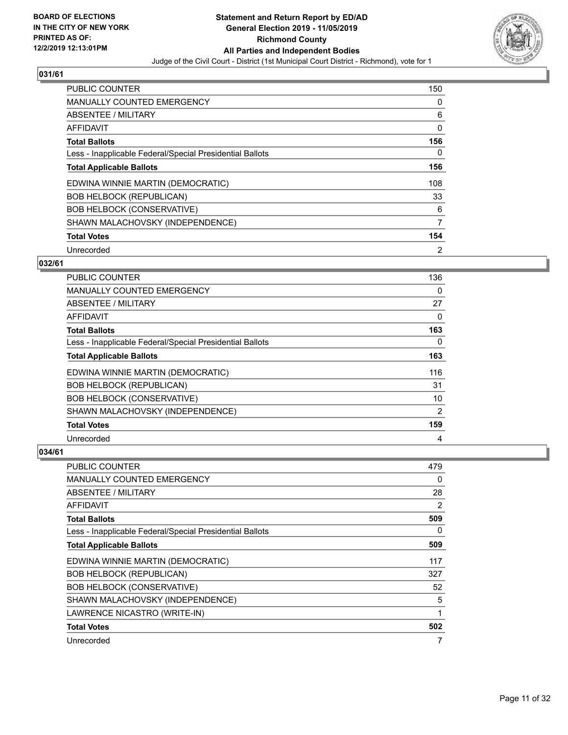**Statement and Return Report by ED/AD**
**General Election 2019 - 11/05/2019**
**Richmond County**
**All Parties and Independent Bodies**
Judge of the Civil Court - District (1st Municipal Court District - Richmond), vote for 1

BOARD OF ELECTIONS IN THE CITY OF NEW YORK PRINTED AS OF: 12/2/2019 12:13:01PM

### 031/61

| | |
|---|---|
| PUBLIC COUNTER | 150 |
| MANUALLY COUNTED EMERGENCY | 0 |
| ABSENTEE / MILITARY | 6 |
| AFFIDAVIT | 0 |
| **Total Ballots** | **156** |
| Less - Inapplicable Federal/Special Presidential Ballots | 0 |
| **Total Applicable Ballots** | **156** |
| EDWINA WINNIE MARTIN (DEMOCRATIC) | 108 |
| BOB HELBOCK (REPUBLICAN) | 33 |
| BOB HELBOCK (CONSERVATIVE) | 6 |
| SHAWN MALACHOVSKY (INDEPENDENCE) | 7 |
| **Total Votes** | **154** |
| Unrecorded | 2 |

### 032/61

| | |
|---|---|
| PUBLIC COUNTER | 136 |
| MANUALLY COUNTED EMERGENCY | 0 |
| ABSENTEE / MILITARY | 27 |
| AFFIDAVIT | 0 |
| **Total Ballots** | **163** |
| Less - Inapplicable Federal/Special Presidential Ballots | 0 |
| **Total Applicable Ballots** | **163** |
| EDWINA WINNIE MARTIN (DEMOCRATIC) | 116 |
| BOB HELBOCK (REPUBLICAN) | 31 |
| BOB HELBOCK (CONSERVATIVE) | 10 |
| SHAWN MALACHOVSKY (INDEPENDENCE) | 2 |
| **Total Votes** | **159** |
| Unrecorded | 4 |

### 034/61

| | |
|---|---|
| PUBLIC COUNTER | 479 |
| MANUALLY COUNTED EMERGENCY | 0 |
| ABSENTEE / MILITARY | 28 |
| AFFIDAVIT | 2 |
| **Total Ballots** | **509** |
| Less - Inapplicable Federal/Special Presidential Ballots | 0 |
| **Total Applicable Ballots** | **509** |
| EDWINA WINNIE MARTIN (DEMOCRATIC) | 117 |
| BOB HELBOCK (REPUBLICAN) | 327 |
| BOB HELBOCK (CONSERVATIVE) | 52 |
| SHAWN MALACHOVSKY (INDEPENDENCE) | 5 |
| LAWRENCE NICASTRO (WRITE-IN) | 1 |
| **Total Votes** | **502** |
| Unrecorded | 7 |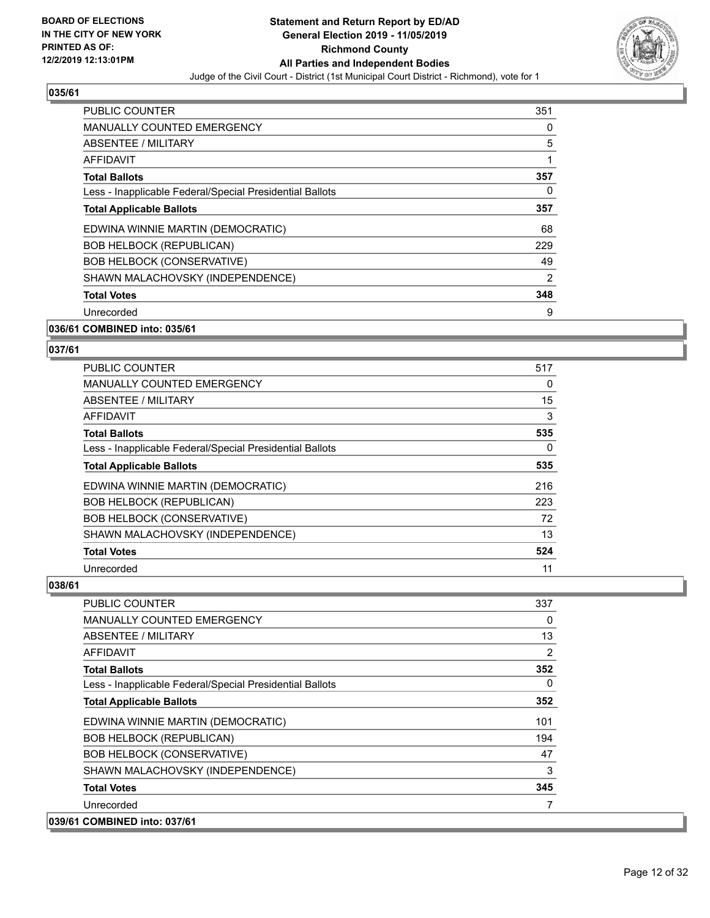**Statement and Return Report by ED/AD**
**General Election 2019 - 11/05/2019**
**Richmond County**
**All Parties and Independent Bodies**
Judge of the Civil Court - District (1st Municipal Court District - Richmond), vote for 1

BOARD OF ELECTIONS IN THE CITY OF NEW YORK PRINTED AS OF: 12/2/2019 12:13:01PM

### 035/61

| | |
|---|---|
| PUBLIC COUNTER | 351 |
| MANUALLY COUNTED EMERGENCY | 0 |
| ABSENTEE / MILITARY | 5 |
| AFFIDAVIT | 1 |
| **Total Ballots** | **357** |
| Less - Inapplicable Federal/Special Presidential Ballots | 0 |
| **Total Applicable Ballots** | **357** |
| EDWINA WINNIE MARTIN (DEMOCRATIC) | 68 |
| BOB HELBOCK (REPUBLICAN) | 229 |
| BOB HELBOCK (CONSERVATIVE) | 49 |
| SHAWN MALACHOVSKY (INDEPENDENCE) | 2 |
| **Total Votes** | **348** |
| Unrecorded | 9 |

### 036/61 COMBINED into: 035/61

### 037/61

| | |
|---|---|
| PUBLIC COUNTER | 517 |
| MANUALLY COUNTED EMERGENCY | 0 |
| ABSENTEE / MILITARY | 15 |
| AFFIDAVIT | 3 |
| **Total Ballots** | **535** |
| Less - Inapplicable Federal/Special Presidential Ballots | 0 |
| **Total Applicable Ballots** | **535** |
| EDWINA WINNIE MARTIN (DEMOCRATIC) | 216 |
| BOB HELBOCK (REPUBLICAN) | 223 |
| BOB HELBOCK (CONSERVATIVE) | 72 |
| SHAWN MALACHOVSKY (INDEPENDENCE) | 13 |
| **Total Votes** | **524** |
| Unrecorded | 11 |

### 038/61

| | |
|---|---|
| PUBLIC COUNTER | 337 |
| MANUALLY COUNTED EMERGENCY | 0 |
| ABSENTEE / MILITARY | 13 |
| AFFIDAVIT | 2 |
| **Total Ballots** | **352** |
| Less - Inapplicable Federal/Special Presidential Ballots | 0 |
| **Total Applicable Ballots** | **352** |
| EDWINA WINNIE MARTIN (DEMOCRATIC) | 101 |
| BOB HELBOCK (REPUBLICAN) | 194 |
| BOB HELBOCK (CONSERVATIVE) | 47 |
| SHAWN MALACHOVSKY (INDEPENDENCE) | 3 |
| **Total Votes** | **345** |
| Unrecorded | 7 |

### 039/61 COMBINED into: 037/61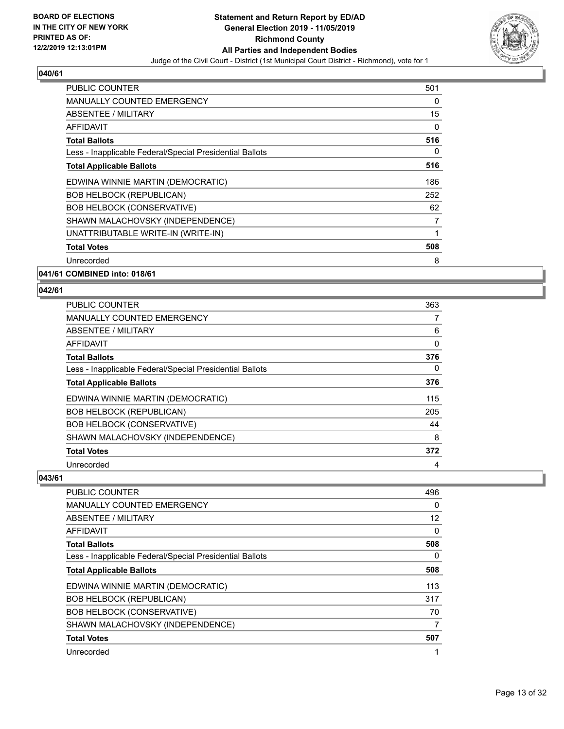**BOARD OF ELECTIONS IN THE CITY OF NEW YORK PRINTED AS OF: 12/2/2019 12:13:01PM**

**Statement and Return Report by ED/AD General Election 2019 - 11/05/2019 Richmond County All Parties and Independent Bodies**

Judge of the Civil Court - District (1st Municipal Court District - Richmond), vote for 1

### 040/61

| | |
|---|---|
| PUBLIC COUNTER | 501 |
| MANUALLY COUNTED EMERGENCY | 0 |
| ABSENTEE / MILITARY | 15 |
| AFFIDAVIT | 0 |
| **Total Ballots** | **516** |
| Less - Inapplicable Federal/Special Presidential Ballots | 0 |
| **Total Applicable Ballots** | **516** |
| EDWINA WINNIE MARTIN (DEMOCRATIC) | 186 |
| BOB HELBOCK (REPUBLICAN) | 252 |
| BOB HELBOCK (CONSERVATIVE) | 62 |
| SHAWN MALACHOVSKY (INDEPENDENCE) | 7 |
| UNATTRIBUTABLE WRITE-IN (WRITE-IN) | 1 |
| **Total Votes** | **508** |
| Unrecorded | 8 |

### 041/61 COMBINED into: 018/61

### 042/61

| | |
|---|---|
| PUBLIC COUNTER | 363 |
| MANUALLY COUNTED EMERGENCY | 7 |
| ABSENTEE / MILITARY | 6 |
| AFFIDAVIT | 0 |
| **Total Ballots** | **376** |
| Less - Inapplicable Federal/Special Presidential Ballots | 0 |
| **Total Applicable Ballots** | **376** |
| EDWINA WINNIE MARTIN (DEMOCRATIC) | 115 |
| BOB HELBOCK (REPUBLICAN) | 205 |
| BOB HELBOCK (CONSERVATIVE) | 44 |
| SHAWN MALACHOVSKY (INDEPENDENCE) | 8 |
| **Total Votes** | **372** |
| Unrecorded | 4 |

### 043/61

| | |
|---|---|
| PUBLIC COUNTER | 496 |
| MANUALLY COUNTED EMERGENCY | 0 |
| ABSENTEE / MILITARY | 12 |
| AFFIDAVIT | 0 |
| **Total Ballots** | **508** |
| Less - Inapplicable Federal/Special Presidential Ballots | 0 |
| **Total Applicable Ballots** | **508** |
| EDWINA WINNIE MARTIN (DEMOCRATIC) | 113 |
| BOB HELBOCK (REPUBLICAN) | 317 |
| BOB HELBOCK (CONSERVATIVE) | 70 |
| SHAWN MALACHOVSKY (INDEPENDENCE) | 7 |
| **Total Votes** | **507** |
| Unrecorded | 1 |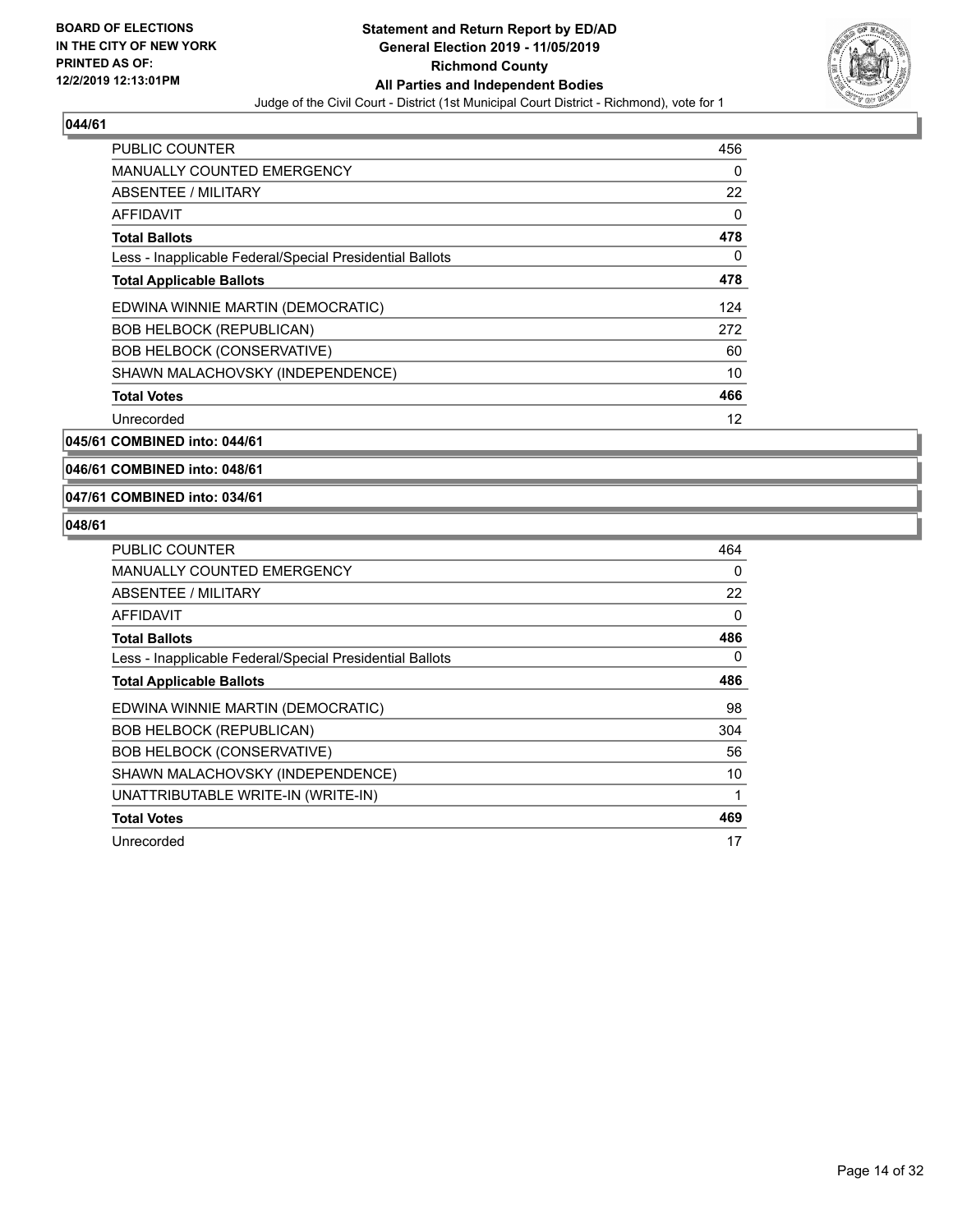**BOARD OF ELECTIONS IN THE CITY OF NEW YORK PRINTED AS OF: 12/2/2019 12:13:01PM**

**Statement and Return Report by ED/AD General Election 2019 - 11/05/2019 Richmond County All Parties and Independent Bodies**

Judge of the Civil Court - District (1st Municipal Court District - Richmond), vote for 1

### 044/61

| | |
|---|---|
| PUBLIC COUNTER | 456 |
| MANUALLY COUNTED EMERGENCY | 0 |
| ABSENTEE / MILITARY | 22 |
| AFFIDAVIT | 0 |
| **Total Ballots** | **478** |
| Less - Inapplicable Federal/Special Presidential Ballots | 0 |
| **Total Applicable Ballots** | **478** |
| EDWINA WINNIE MARTIN (DEMOCRATIC) | 124 |
| BOB HELBOCK (REPUBLICAN) | 272 |
| BOB HELBOCK (CONSERVATIVE) | 60 |
| SHAWN MALACHOVSKY (INDEPENDENCE) | 10 |
| **Total Votes** | **466** |
| Unrecorded | 12 |

### 045/61 COMBINED into: 044/61

### 046/61 COMBINED into: 048/61

### 047/61 COMBINED into: 034/61

### 048/61

| | |
|---|---|
| PUBLIC COUNTER | 464 |
| MANUALLY COUNTED EMERGENCY | 0 |
| ABSENTEE / MILITARY | 22 |
| AFFIDAVIT | 0 |
| **Total Ballots** | **486** |
| Less - Inapplicable Federal/Special Presidential Ballots | 0 |
| **Total Applicable Ballots** | **486** |
| EDWINA WINNIE MARTIN (DEMOCRATIC) | 98 |
| BOB HELBOCK (REPUBLICAN) | 304 |
| BOB HELBOCK (CONSERVATIVE) | 56 |
| SHAWN MALACHOVSKY (INDEPENDENCE) | 10 |
| UNATTRIBUTABLE WRITE-IN (WRITE-IN) | 1 |
| **Total Votes** | **469** |
| Unrecorded | 17 |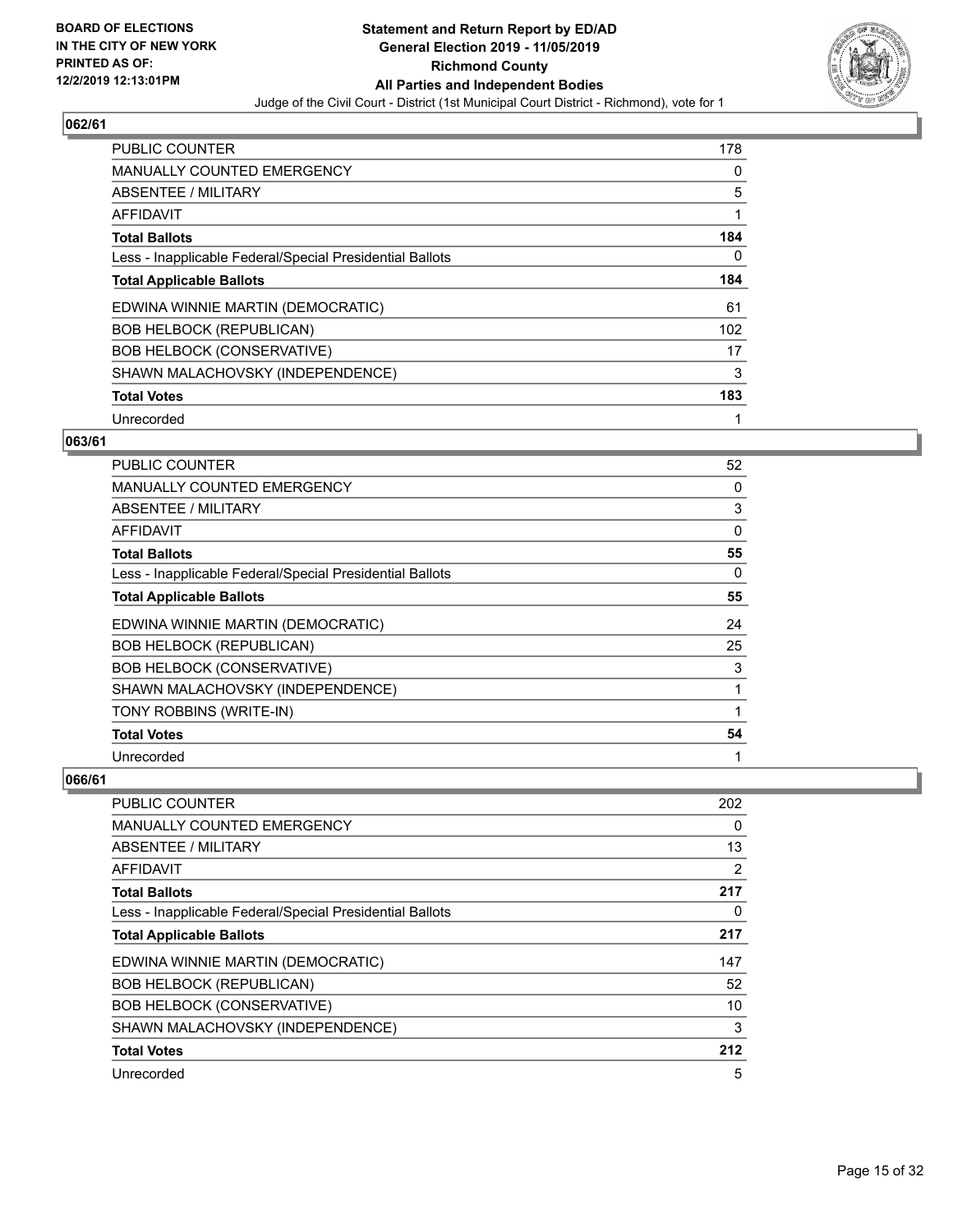## 062/61

| | |
|---|---|
| PUBLIC COUNTER | 178 |
| MANUALLY COUNTED EMERGENCY | 0 |
| ABSENTEE / MILITARY | 5 |
| AFFIDAVIT | 1 |
| **Total Ballots** | **184** |
| Less - Inapplicable Federal/Special Presidential Ballots | 0 |
| **Total Applicable Ballots** | **184** |
| EDWINA WINNIE MARTIN (DEMOCRATIC) | 61 |
| BOB HELBOCK (REPUBLICAN) | 102 |
| BOB HELBOCK (CONSERVATIVE) | 17 |
| SHAWN MALACHOVSKY (INDEPENDENCE) | 3 |
| **Total Votes** | **183** |
| Unrecorded | 1 |

## 063/61

| | |
|---|---|
| PUBLIC COUNTER | 52 |
| MANUALLY COUNTED EMERGENCY | 0 |
| ABSENTEE / MILITARY | 3 |
| AFFIDAVIT | 0 |
| **Total Ballots** | **55** |
| Less - Inapplicable Federal/Special Presidential Ballots | 0 |
| **Total Applicable Ballots** | **55** |
| EDWINA WINNIE MARTIN (DEMOCRATIC) | 24 |
| BOB HELBOCK (REPUBLICAN) | 25 |
| BOB HELBOCK (CONSERVATIVE) | 3 |
| SHAWN MALACHOVSKY (INDEPENDENCE) | 1 |
| TONY ROBBINS (WRITE-IN) | 1 |
| **Total Votes** | **54** |
| Unrecorded | 1 |

## 066/61

| | |
|---|---|
| PUBLIC COUNTER | 202 |
| MANUALLY COUNTED EMERGENCY | 0 |
| ABSENTEE / MILITARY | 13 |
| AFFIDAVIT | 2 |
| **Total Ballots** | **217** |
| Less - Inapplicable Federal/Special Presidential Ballots | 0 |
| **Total Applicable Ballots** | **217** |
| EDWINA WINNIE MARTIN (DEMOCRATIC) | 147 |
| BOB HELBOCK (REPUBLICAN) | 52 |
| BOB HELBOCK (CONSERVATIVE) | 10 |
| SHAWN MALACHOVSKY (INDEPENDENCE) | 3 |
| **Total Votes** | **212** |
| Unrecorded | 5 |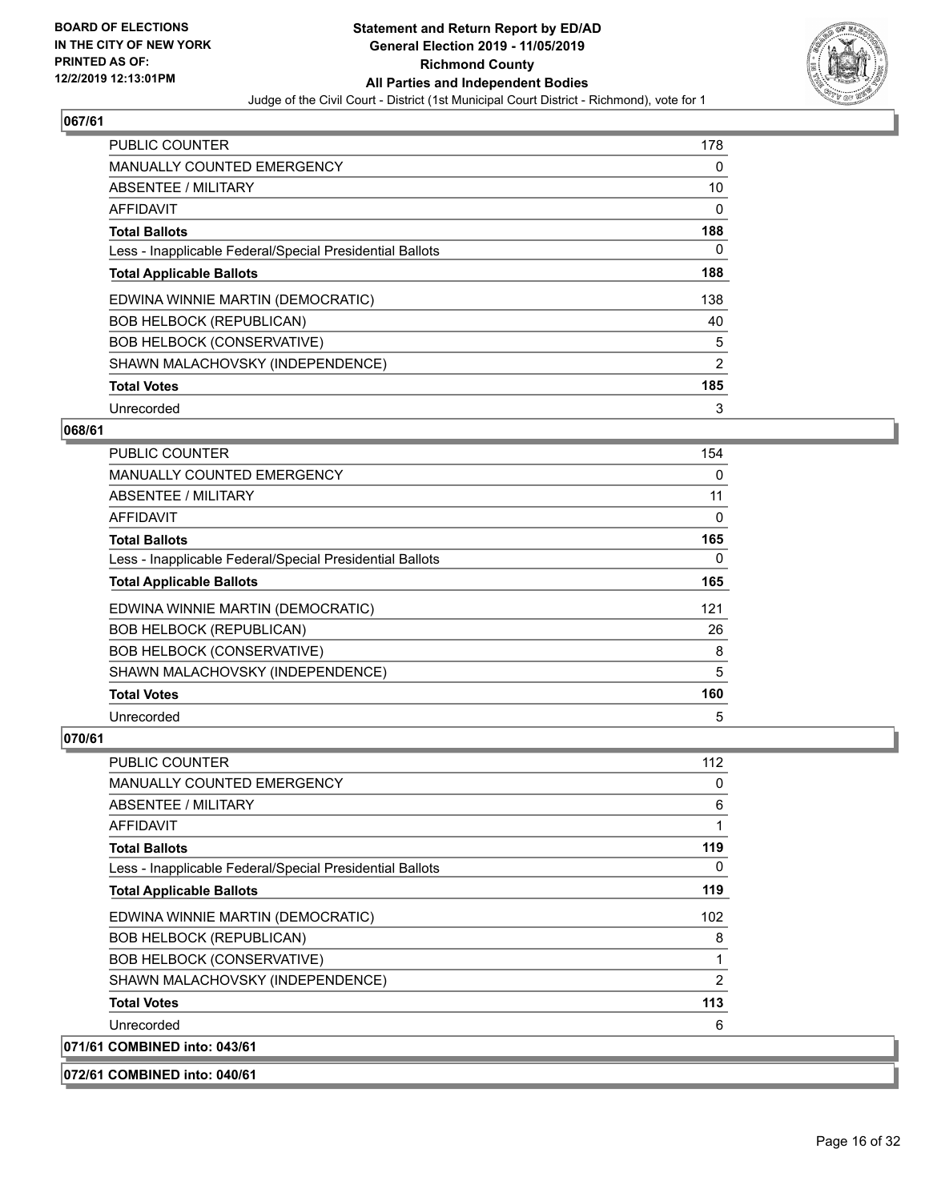**BOARD OF ELECTIONS IN THE CITY OF NEW YORK PRINTED AS OF: 12/2/2019 12:13:01PM**

**Statement and Return Report by ED/AD General Election 2019 - 11/05/2019 Richmond County All Parties and Independent Bodies**

Judge of the Civil Court - District (1st Municipal Court District - Richmond), vote for 1

### 067/61

| | |
|---|---|
| PUBLIC COUNTER | 178 |
| MANUALLY COUNTED EMERGENCY | 0 |
| ABSENTEE / MILITARY | 10 |
| AFFIDAVIT | 0 |
| **Total Ballots** | **188** |
| Less - Inapplicable Federal/Special Presidential Ballots | 0 |
| **Total Applicable Ballots** | **188** |
| EDWINA WINNIE MARTIN (DEMOCRATIC) | 138 |
| BOB HELBOCK (REPUBLICAN) | 40 |
| BOB HELBOCK (CONSERVATIVE) | 5 |
| SHAWN MALACHOVSKY (INDEPENDENCE) | 2 |
| **Total Votes** | **185** |
| Unrecorded | 3 |

### 068/61

| | |
|---|---|
| PUBLIC COUNTER | 154 |
| MANUALLY COUNTED EMERGENCY | 0 |
| ABSENTEE / MILITARY | 11 |
| AFFIDAVIT | 0 |
| **Total Ballots** | **165** |
| Less - Inapplicable Federal/Special Presidential Ballots | 0 |
| **Total Applicable Ballots** | **165** |
| EDWINA WINNIE MARTIN (DEMOCRATIC) | 121 |
| BOB HELBOCK (REPUBLICAN) | 26 |
| BOB HELBOCK (CONSERVATIVE) | 8 |
| SHAWN MALACHOVSKY (INDEPENDENCE) | 5 |
| **Total Votes** | **160** |
| Unrecorded | 5 |

### 070/61

| | |
|---|---|
| PUBLIC COUNTER | 112 |
| MANUALLY COUNTED EMERGENCY | 0 |
| ABSENTEE / MILITARY | 6 |
| AFFIDAVIT | 1 |
| **Total Ballots** | **119** |
| Less - Inapplicable Federal/Special Presidential Ballots | 0 |
| **Total Applicable Ballots** | **119** |
| EDWINA WINNIE MARTIN (DEMOCRATIC) | 102 |
| BOB HELBOCK (REPUBLICAN) | 8 |
| BOB HELBOCK (CONSERVATIVE) | 1 |
| SHAWN MALACHOVSKY (INDEPENDENCE) | 2 |
| **Total Votes** | **113** |
| Unrecorded | 6 |

### 071/61 COMBINED into: 043/61

### 072/61 COMBINED into: 040/61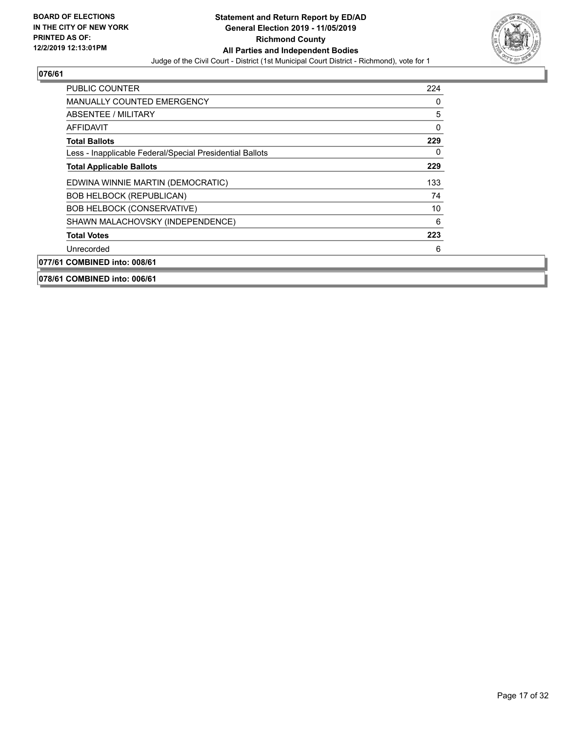## 076/61

| | |
|---|---|
| PUBLIC COUNTER | 224 |
| MANUALLY COUNTED EMERGENCY | 0 |
| ABSENTEE / MILITARY | 5 |
| AFFIDAVIT | 0 |
| **Total Ballots** | **229** |
| Less - Inapplicable Federal/Special Presidential Ballots | 0 |
| **Total Applicable Ballots** | **229** |
| EDWINA WINNIE MARTIN (DEMOCRATIC) | 133 |
| BOB HELBOCK (REPUBLICAN) | 74 |
| BOB HELBOCK (CONSERVATIVE) | 10 |
| SHAWN MALACHOVSKY (INDEPENDENCE) | 6 |
| **Total Votes** | **223** |
| Unrecorded | 6 |

## 077/61 COMBINED into: 008/61

## 078/61 COMBINED into: 006/61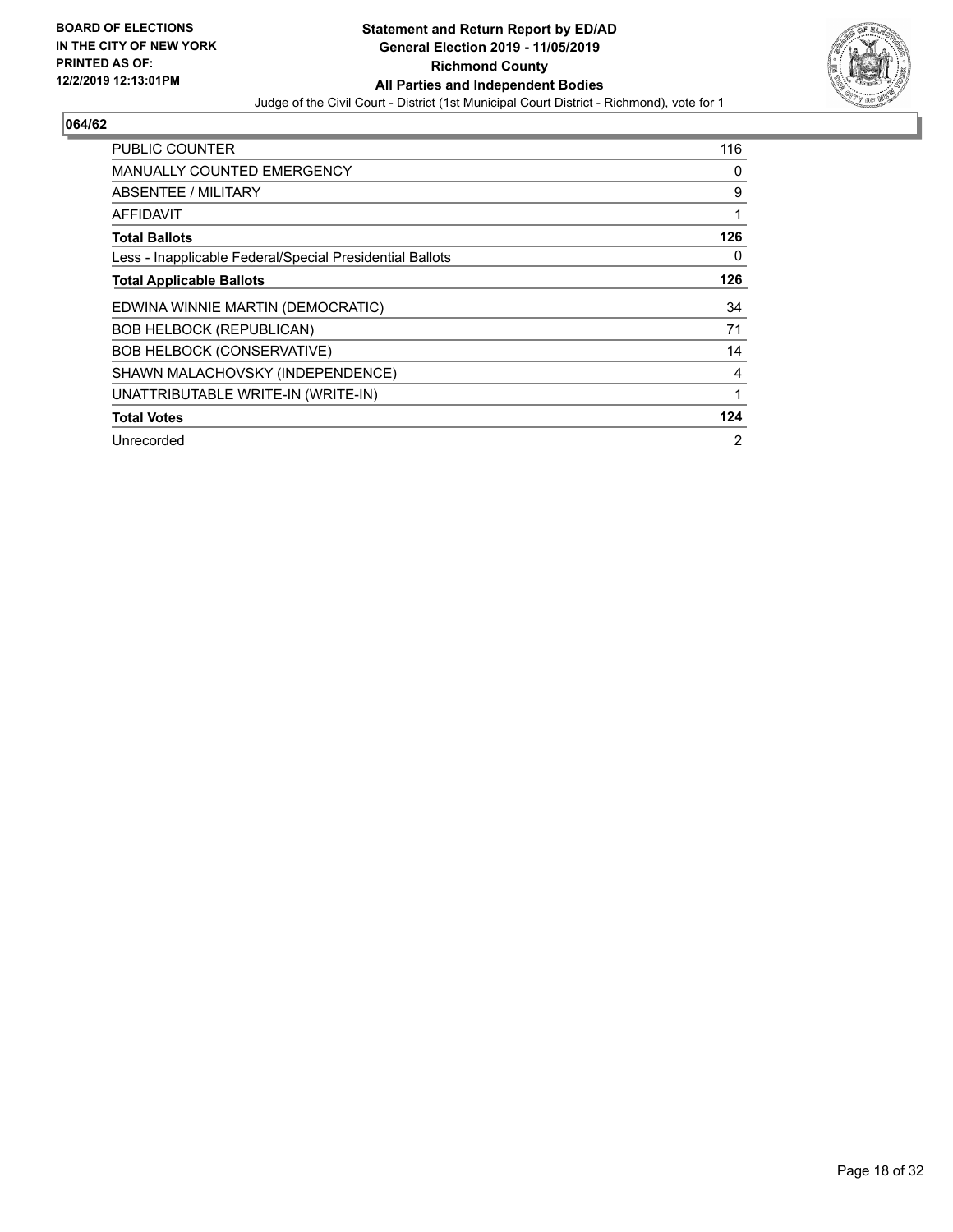BOARD OF ELECTIONS
IN THE CITY OF NEW YORK
PRINTED AS OF:
12/2/2019 12:13:01PM

# Statement and Return Report by ED/AD
## General Election 2019 - 11/05/2019
## Richmond County
## All Parties and Independent Bodies

Judge of the Civil Court - District (1st Municipal Court District - Richmond), vote for 1

### 064/62

| | |
|---|---|
| PUBLIC COUNTER | 116 |
| MANUALLY COUNTED EMERGENCY | 0 |
| ABSENTEE / MILITARY | 9 |
| AFFIDAVIT | 1 |
| **Total Ballots** | **126** |
| Less - Inapplicable Federal/Special Presidential Ballots | 0 |
| **Total Applicable Ballots** | **126** |
| EDWINA WINNIE MARTIN (DEMOCRATIC) | 34 |
| BOB HELBOCK (REPUBLICAN) | 71 |
| BOB HELBOCK (CONSERVATIVE) | 14 |
| SHAWN MALACHOVSKY (INDEPENDENCE) | 4 |
| UNATTRIBUTABLE WRITE-IN (WRITE-IN) | 1 |
| **Total Votes** | **124** |
| Unrecorded | 2 |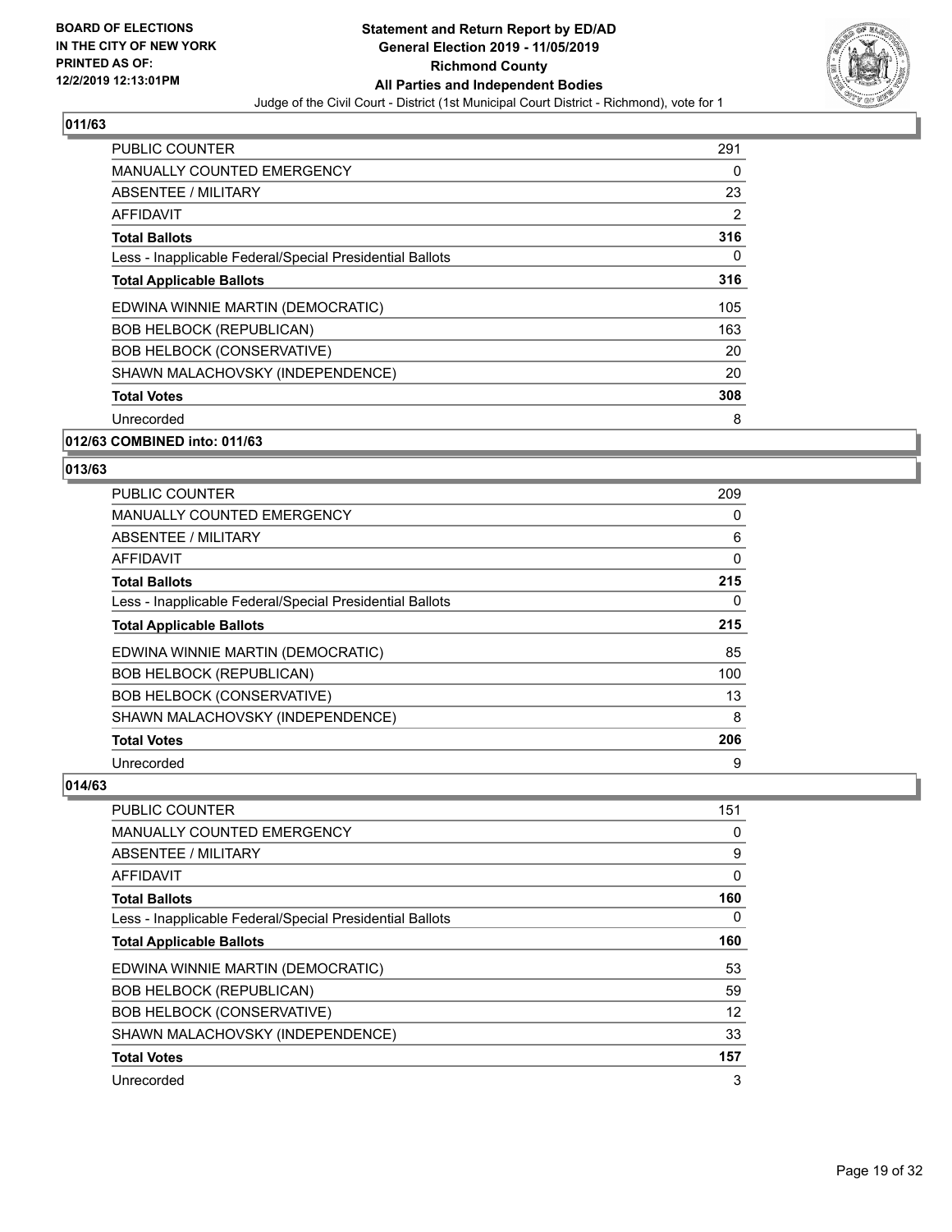# Statement and Return Report by ED/AD
## General Election 2019 - 11/05/2019
## Richmond County
## All Parties and Independent Bodies

Judge of the Civil Court - District (1st Municipal Court District - Richmond), vote for 1

BOARD OF ELECTIONS IN THE CITY OF NEW YORK PRINTED AS OF: 12/2/2019 12:13:01PM

### 011/63

| | |
|---|---|
| PUBLIC COUNTER | 291 |
| MANUALLY COUNTED EMERGENCY | 0 |
| ABSENTEE / MILITARY | 23 |
| AFFIDAVIT | 2 |
| **Total Ballots** | **316** |
| Less - Inapplicable Federal/Special Presidential Ballots | 0 |
| **Total Applicable Ballots** | **316** |
| EDWINA WINNIE MARTIN (DEMOCRATIC) | 105 |
| BOB HELBOCK (REPUBLICAN) | 163 |
| BOB HELBOCK (CONSERVATIVE) | 20 |
| SHAWN MALACHOVSKY (INDEPENDENCE) | 20 |
| **Total Votes** | **308** |
| Unrecorded | 8 |

### 012/63 COMBINED into: 011/63

### 013/63

| | |
|---|---|
| PUBLIC COUNTER | 209 |
| MANUALLY COUNTED EMERGENCY | 0 |
| ABSENTEE / MILITARY | 6 |
| AFFIDAVIT | 0 |
| **Total Ballots** | **215** |
| Less - Inapplicable Federal/Special Presidential Ballots | 0 |
| **Total Applicable Ballots** | **215** |
| EDWINA WINNIE MARTIN (DEMOCRATIC) | 85 |
| BOB HELBOCK (REPUBLICAN) | 100 |
| BOB HELBOCK (CONSERVATIVE) | 13 |
| SHAWN MALACHOVSKY (INDEPENDENCE) | 8 |
| **Total Votes** | **206** |
| Unrecorded | 9 |

### 014/63

| | |
|---|---|
| PUBLIC COUNTER | 151 |
| MANUALLY COUNTED EMERGENCY | 0 |
| ABSENTEE / MILITARY | 9 |
| AFFIDAVIT | 0 |
| **Total Ballots** | **160** |
| Less - Inapplicable Federal/Special Presidential Ballots | 0 |
| **Total Applicable Ballots** | **160** |
| EDWINA WINNIE MARTIN (DEMOCRATIC) | 53 |
| BOB HELBOCK (REPUBLICAN) | 59 |
| BOB HELBOCK (CONSERVATIVE) | 12 |
| SHAWN MALACHOVSKY (INDEPENDENCE) | 33 |
| **Total Votes** | **157** |
| Unrecorded | 3 |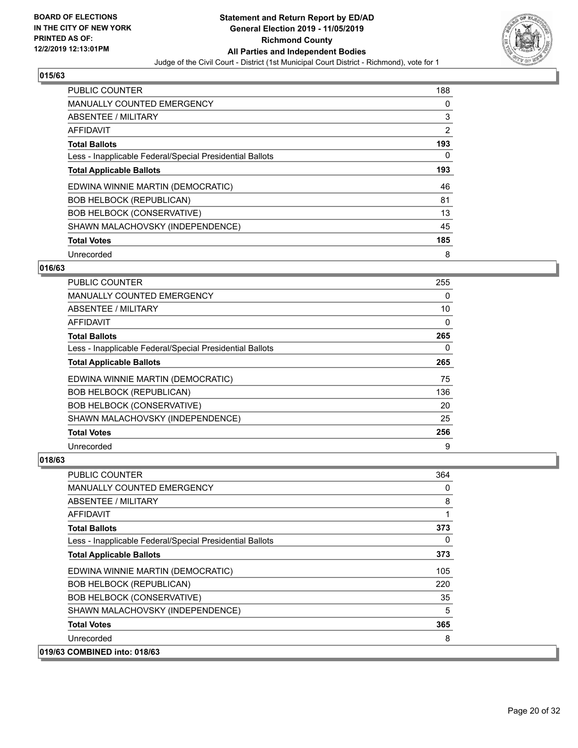**BOARD OF ELECTIONS IN THE CITY OF NEW YORK PRINTED AS OF: 12/2/2019 12:13:01PM**

**Statement and Return Report by ED/AD General Election 2019 - 11/05/2019 Richmond County All Parties and Independent Bodies**

Judge of the Civil Court - District (1st Municipal Court District - Richmond), vote for 1

## 015/63

| | |
|---|---|
| PUBLIC COUNTER | 188 |
| MANUALLY COUNTED EMERGENCY | 0 |
| ABSENTEE / MILITARY | 3 |
| AFFIDAVIT | 2 |
| **Total Ballots** | **193** |
| Less - Inapplicable Federal/Special Presidential Ballots | 0 |
| **Total Applicable Ballots** | **193** |
| EDWINA WINNIE MARTIN (DEMOCRATIC) | 46 |
| BOB HELBOCK (REPUBLICAN) | 81 |
| BOB HELBOCK (CONSERVATIVE) | 13 |
| SHAWN MALACHOVSKY (INDEPENDENCE) | 45 |
| **Total Votes** | **185** |
| Unrecorded | 8 |

## 016/63

| | |
|---|---|
| PUBLIC COUNTER | 255 |
| MANUALLY COUNTED EMERGENCY | 0 |
| ABSENTEE / MILITARY | 10 |
| AFFIDAVIT | 0 |
| **Total Ballots** | **265** |
| Less - Inapplicable Federal/Special Presidential Ballots | 0 |
| **Total Applicable Ballots** | **265** |
| EDWINA WINNIE MARTIN (DEMOCRATIC) | 75 |
| BOB HELBOCK (REPUBLICAN) | 136 |
| BOB HELBOCK (CONSERVATIVE) | 20 |
| SHAWN MALACHOVSKY (INDEPENDENCE) | 25 |
| **Total Votes** | **256** |
| Unrecorded | 9 |

## 018/63

| | |
|---|---|
| PUBLIC COUNTER | 364 |
| MANUALLY COUNTED EMERGENCY | 0 |
| ABSENTEE / MILITARY | 8 |
| AFFIDAVIT | 1 |
| **Total Ballots** | **373** |
| Less - Inapplicable Federal/Special Presidential Ballots | 0 |
| **Total Applicable Ballots** | **373** |
| EDWINA WINNIE MARTIN (DEMOCRATIC) | 105 |
| BOB HELBOCK (REPUBLICAN) | 220 |
| BOB HELBOCK (CONSERVATIVE) | 35 |
| SHAWN MALACHOVSKY (INDEPENDENCE) | 5 |
| **Total Votes** | **365** |
| Unrecorded | 8 |

## 019/63 COMBINED into: 018/63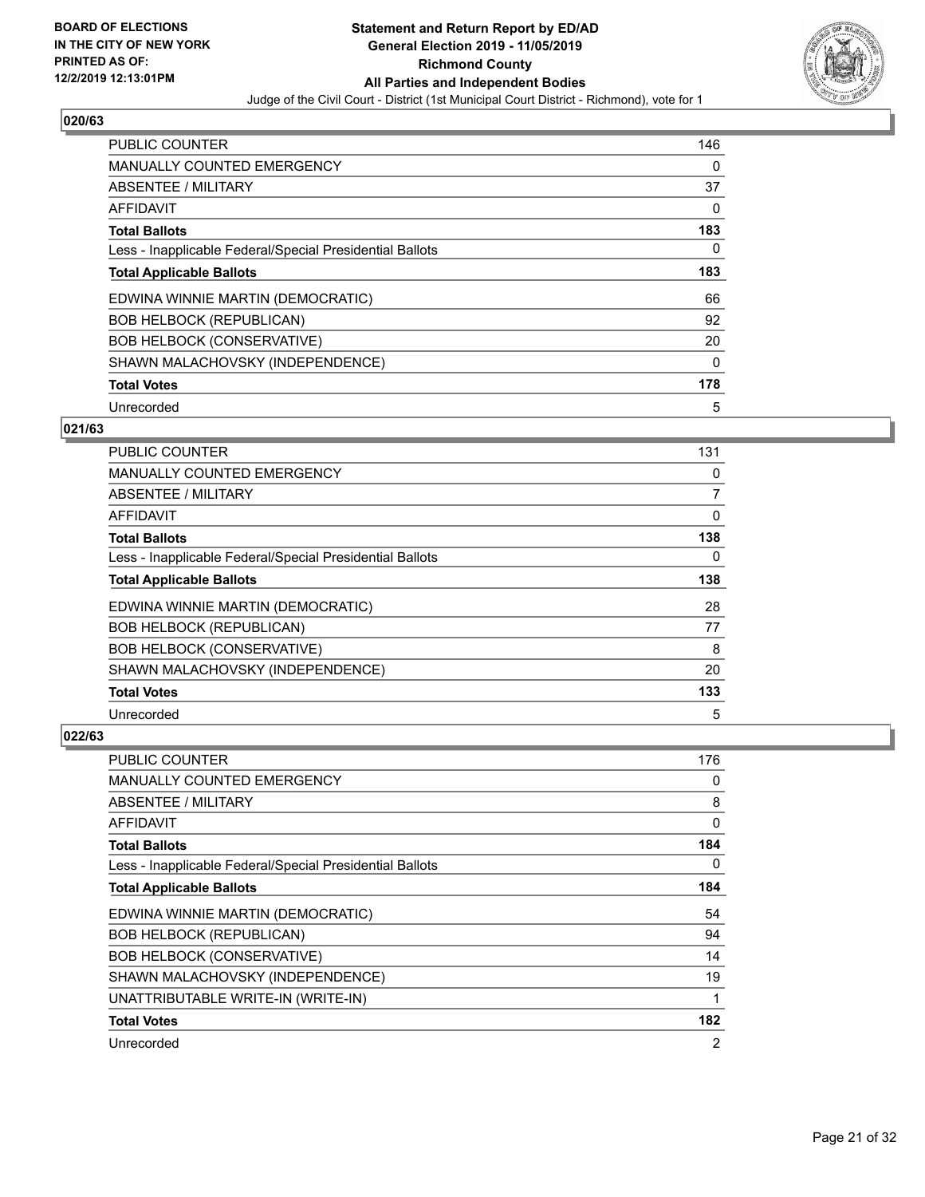**Statement and Return Report by ED/AD**
**General Election 2019 - 11/05/2019**
**Richmond County**
**All Parties and Independent Bodies**
Judge of the Civil Court - District (1st Municipal Court District - Richmond), vote for 1

BOARD OF ELECTIONS
IN THE CITY OF NEW YORK
PRINTED AS OF:
12/2/2019 12:13:01PM

### 020/63

| | |
|---|---|
| PUBLIC COUNTER | 146 |
| MANUALLY COUNTED EMERGENCY | 0 |
| ABSENTEE / MILITARY | 37 |
| AFFIDAVIT | 0 |
| **Total Ballots** | **183** |
| Less - Inapplicable Federal/Special Presidential Ballots | 0 |
| **Total Applicable Ballots** | **183** |
| EDWINA WINNIE MARTIN (DEMOCRATIC) | 66 |
| BOB HELBOCK (REPUBLICAN) | 92 |
| BOB HELBOCK (CONSERVATIVE) | 20 |
| SHAWN MALACHOVSKY (INDEPENDENCE) | 0 |
| **Total Votes** | **178** |
| Unrecorded | 5 |

### 021/63

| | |
|---|---|
| PUBLIC COUNTER | 131 |
| MANUALLY COUNTED EMERGENCY | 0 |
| ABSENTEE / MILITARY | 7 |
| AFFIDAVIT | 0 |
| **Total Ballots** | **138** |
| Less - Inapplicable Federal/Special Presidential Ballots | 0 |
| **Total Applicable Ballots** | **138** |
| EDWINA WINNIE MARTIN (DEMOCRATIC) | 28 |
| BOB HELBOCK (REPUBLICAN) | 77 |
| BOB HELBOCK (CONSERVATIVE) | 8 |
| SHAWN MALACHOVSKY (INDEPENDENCE) | 20 |
| **Total Votes** | **133** |
| Unrecorded | 5 |

### 022/63

| | |
|---|---|
| PUBLIC COUNTER | 176 |
| MANUALLY COUNTED EMERGENCY | 0 |
| ABSENTEE / MILITARY | 8 |
| AFFIDAVIT | 0 |
| **Total Ballots** | **184** |
| Less - Inapplicable Federal/Special Presidential Ballots | 0 |
| **Total Applicable Ballots** | **184** |
| EDWINA WINNIE MARTIN (DEMOCRATIC) | 54 |
| BOB HELBOCK (REPUBLICAN) | 94 |
| BOB HELBOCK (CONSERVATIVE) | 14 |
| SHAWN MALACHOVSKY (INDEPENDENCE) | 19 |
| UNATTRIBUTABLE WRITE-IN (WRITE-IN) | 1 |
| **Total Votes** | **182** |
| Unrecorded | 2 |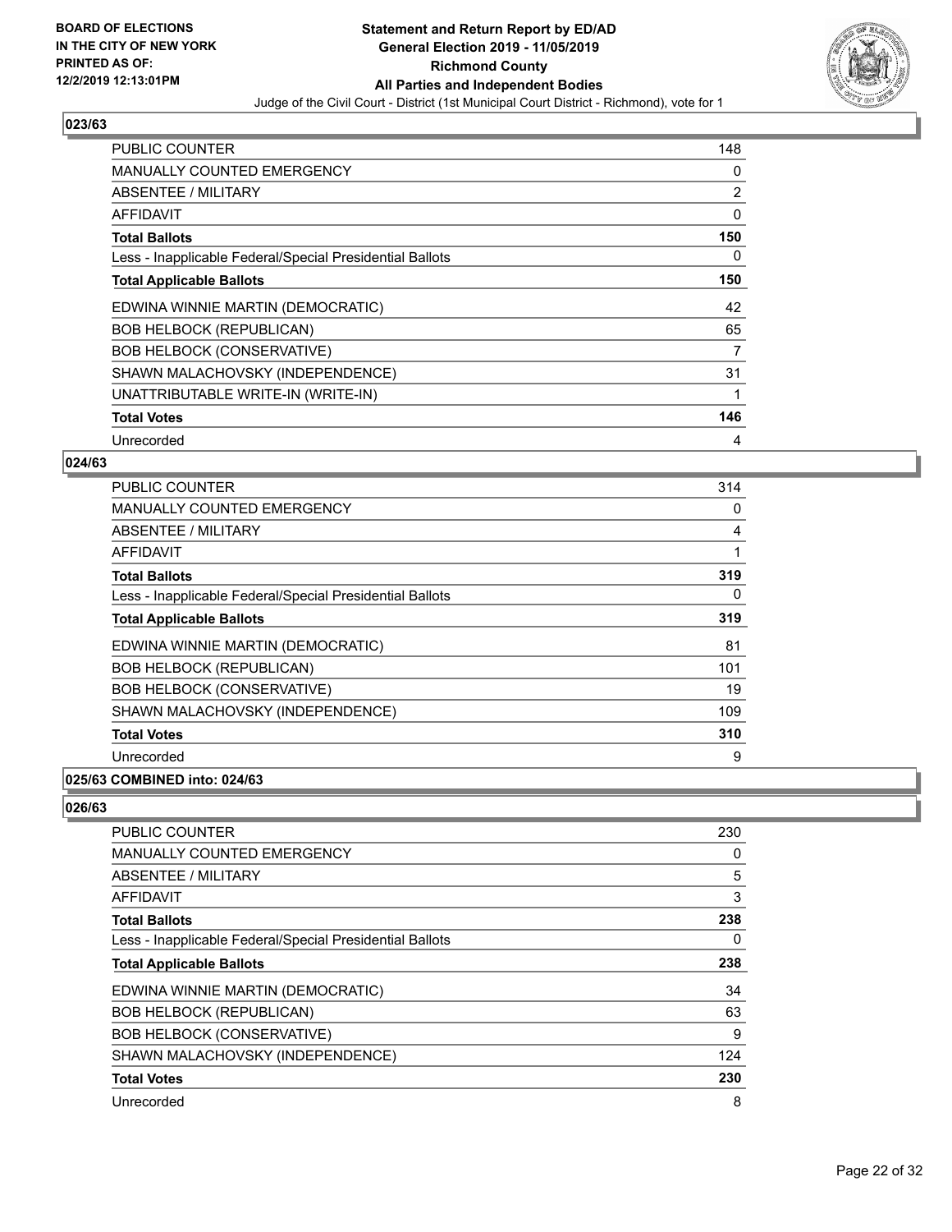**BOARD OF ELECTIONS IN THE CITY OF NEW YORK PRINTED AS OF: 12/2/2019 12:13:01PM**

**Statement and Return Report by ED/AD General Election 2019 - 11/05/2019 Richmond County All Parties and Independent Bodies**

Judge of the Civil Court - District (1st Municipal Court District - Richmond), vote for 1

### 023/63

| | |
|---|---|
| PUBLIC COUNTER | 148 |
| MANUALLY COUNTED EMERGENCY | 0 |
| ABSENTEE / MILITARY | 2 |
| AFFIDAVIT | 0 |
| **Total Ballots** | **150** |
| Less - Inapplicable Federal/Special Presidential Ballots | 0 |
| **Total Applicable Ballots** | **150** |
| EDWINA WINNIE MARTIN (DEMOCRATIC) | 42 |
| BOB HELBOCK (REPUBLICAN) | 65 |
| BOB HELBOCK (CONSERVATIVE) | 7 |
| SHAWN MALACHOVSKY (INDEPENDENCE) | 31 |
| UNATTRIBUTABLE WRITE-IN (WRITE-IN) | 1 |
| **Total Votes** | **146** |
| Unrecorded | 4 |

### 024/63

| | |
|---|---|
| PUBLIC COUNTER | 314 |
| MANUALLY COUNTED EMERGENCY | 0 |
| ABSENTEE / MILITARY | 4 |
| AFFIDAVIT | 1 |
| **Total Ballots** | **319** |
| Less - Inapplicable Federal/Special Presidential Ballots | 0 |
| **Total Applicable Ballots** | **319** |
| EDWINA WINNIE MARTIN (DEMOCRATIC) | 81 |
| BOB HELBOCK (REPUBLICAN) | 101 |
| BOB HELBOCK (CONSERVATIVE) | 19 |
| SHAWN MALACHOVSKY (INDEPENDENCE) | 109 |
| **Total Votes** | **310** |
| Unrecorded | 9 |

### 025/63 COMBINED into: 024/63

### 026/63

| | |
|---|---|
| PUBLIC COUNTER | 230 |
| MANUALLY COUNTED EMERGENCY | 0 |
| ABSENTEE / MILITARY | 5 |
| AFFIDAVIT | 3 |
| **Total Ballots** | **238** |
| Less - Inapplicable Federal/Special Presidential Ballots | 0 |
| **Total Applicable Ballots** | **238** |
| EDWINA WINNIE MARTIN (DEMOCRATIC) | 34 |
| BOB HELBOCK (REPUBLICAN) | 63 |
| BOB HELBOCK (CONSERVATIVE) | 9 |
| SHAWN MALACHOVSKY (INDEPENDENCE) | 124 |
| **Total Votes** | **230** |
| Unrecorded | 8 |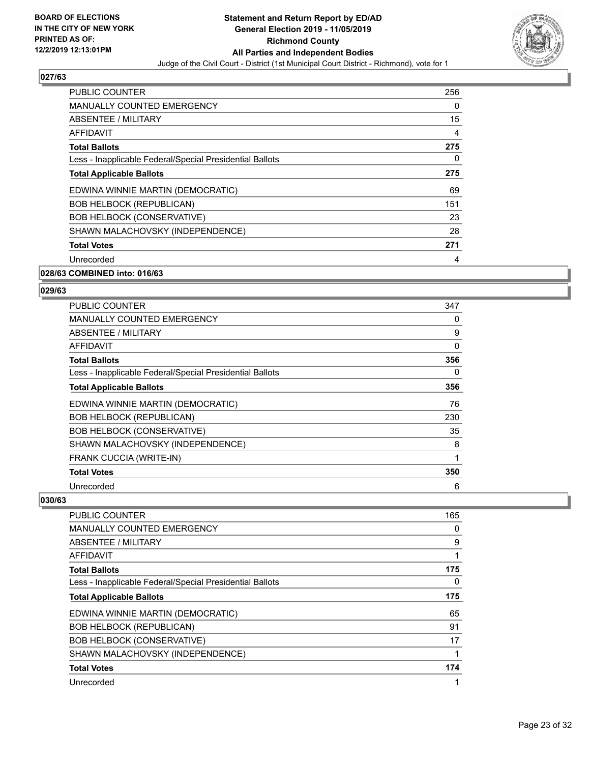**BOARD OF ELECTIONS IN THE CITY OF NEW YORK PRINTED AS OF: 12/2/2019 12:13:01PM**

**Statement and Return Report by ED/AD General Election 2019 - 11/05/2019 Richmond County All Parties and Independent Bodies**

Judge of the Civil Court - District (1st Municipal Court District - Richmond), vote for 1

### 027/63

| | |
|---|---|
| PUBLIC COUNTER | 256 |
| MANUALLY COUNTED EMERGENCY | 0 |
| ABSENTEE / MILITARY | 15 |
| AFFIDAVIT | 4 |
| **Total Ballots** | **275** |
| Less - Inapplicable Federal/Special Presidential Ballots | 0 |
| **Total Applicable Ballots** | **275** |
| EDWINA WINNIE MARTIN (DEMOCRATIC) | 69 |
| BOB HELBOCK (REPUBLICAN) | 151 |
| BOB HELBOCK (CONSERVATIVE) | 23 |
| SHAWN MALACHOVSKY (INDEPENDENCE) | 28 |
| **Total Votes** | **271** |
| Unrecorded | 4 |

### 028/63 COMBINED into: 016/63

### 029/63

| | |
|---|---|
| PUBLIC COUNTER | 347 |
| MANUALLY COUNTED EMERGENCY | 0 |
| ABSENTEE / MILITARY | 9 |
| AFFIDAVIT | 0 |
| **Total Ballots** | **356** |
| Less - Inapplicable Federal/Special Presidential Ballots | 0 |
| **Total Applicable Ballots** | **356** |
| EDWINA WINNIE MARTIN (DEMOCRATIC) | 76 |
| BOB HELBOCK (REPUBLICAN) | 230 |
| BOB HELBOCK (CONSERVATIVE) | 35 |
| SHAWN MALACHOVSKY (INDEPENDENCE) | 8 |
| FRANK CUCCIA (WRITE-IN) | 1 |
| **Total Votes** | **350** |
| Unrecorded | 6 |

### 030/63

| | |
|---|---|
| PUBLIC COUNTER | 165 |
| MANUALLY COUNTED EMERGENCY | 0 |
| ABSENTEE / MILITARY | 9 |
| AFFIDAVIT | 1 |
| **Total Ballots** | **175** |
| Less - Inapplicable Federal/Special Presidential Ballots | 0 |
| **Total Applicable Ballots** | **175** |
| EDWINA WINNIE MARTIN (DEMOCRATIC) | 65 |
| BOB HELBOCK (REPUBLICAN) | 91 |
| BOB HELBOCK (CONSERVATIVE) | 17 |
| SHAWN MALACHOVSKY (INDEPENDENCE) | 1 |
| **Total Votes** | **174** |
| Unrecorded | 1 |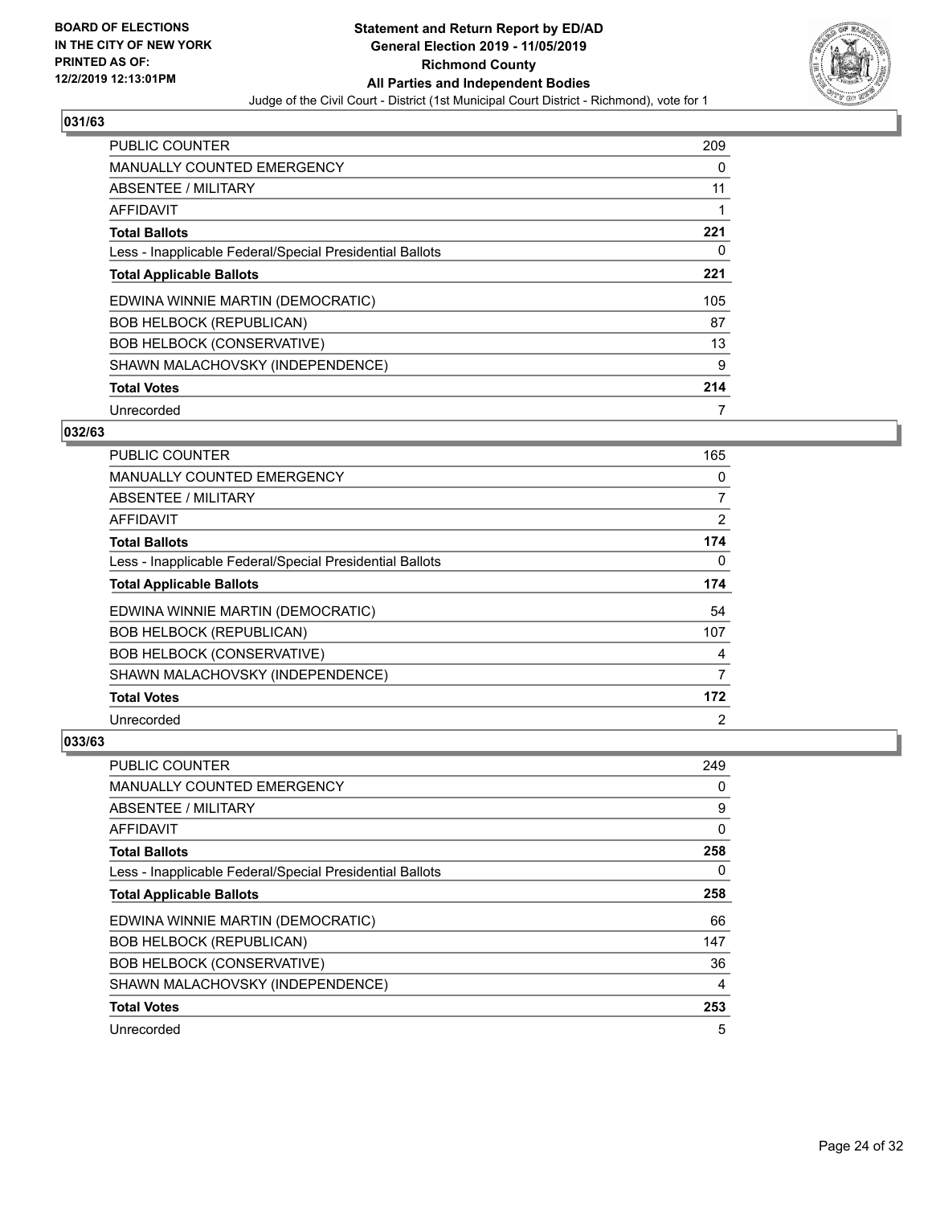**BOARD OF ELECTIONS IN THE CITY OF NEW YORK PRINTED AS OF: 12/2/2019 12:13:01PM**

# Statement and Return Report by ED/AD
## General Election 2019 - 11/05/2019
## Richmond County
## All Parties and Independent Bodies
Judge of the Civil Court - District (1st Municipal Court District - Richmond), vote for 1

### 031/63

| | |
|---|---|
| PUBLIC COUNTER | 209 |
| MANUALLY COUNTED EMERGENCY | 0 |
| ABSENTEE / MILITARY | 11 |
| AFFIDAVIT | 1 |
| **Total Ballots** | **221** |
| Less - Inapplicable Federal/Special Presidential Ballots | 0 |
| **Total Applicable Ballots** | **221** |
| EDWINA WINNIE MARTIN (DEMOCRATIC) | 105 |
| BOB HELBOCK (REPUBLICAN) | 87 |
| BOB HELBOCK (CONSERVATIVE) | 13 |
| SHAWN MALACHOVSKY (INDEPENDENCE) | 9 |
| **Total Votes** | **214** |
| Unrecorded | 7 |

### 032/63

| | |
|---|---|
| PUBLIC COUNTER | 165 |
| MANUALLY COUNTED EMERGENCY | 0 |
| ABSENTEE / MILITARY | 7 |
| AFFIDAVIT | 2 |
| **Total Ballots** | **174** |
| Less - Inapplicable Federal/Special Presidential Ballots | 0 |
| **Total Applicable Ballots** | **174** |
| EDWINA WINNIE MARTIN (DEMOCRATIC) | 54 |
| BOB HELBOCK (REPUBLICAN) | 107 |
| BOB HELBOCK (CONSERVATIVE) | 4 |
| SHAWN MALACHOVSKY (INDEPENDENCE) | 7 |
| **Total Votes** | **172** |
| Unrecorded | 2 |

### 033/63

| | |
|---|---|
| PUBLIC COUNTER | 249 |
| MANUALLY COUNTED EMERGENCY | 0 |
| ABSENTEE / MILITARY | 9 |
| AFFIDAVIT | 0 |
| **Total Ballots** | **258** |
| Less - Inapplicable Federal/Special Presidential Ballots | 0 |
| **Total Applicable Ballots** | **258** |
| EDWINA WINNIE MARTIN (DEMOCRATIC) | 66 |
| BOB HELBOCK (REPUBLICAN) | 147 |
| BOB HELBOCK (CONSERVATIVE) | 36 |
| SHAWN MALACHOVSKY (INDEPENDENCE) | 4 |
| **Total Votes** | **253** |
| Unrecorded | 5 |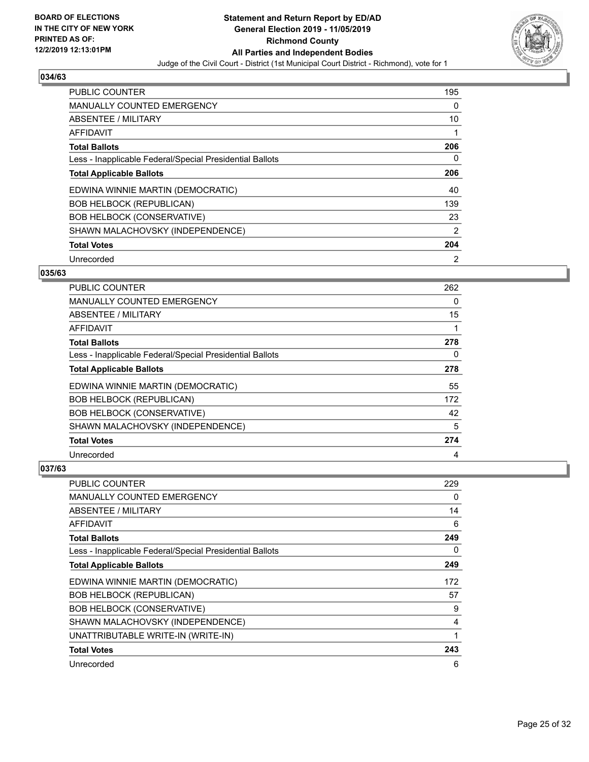**BOARD OF ELECTIONS IN THE CITY OF NEW YORK PRINTED AS OF: 12/2/2019 12:13:01PM**

**Statement and Return Report by ED/AD General Election 2019 - 11/05/2019 Richmond County All Parties and Independent Bodies**

Judge of the Civil Court - District (1st Municipal Court District - Richmond), vote for 1

### 034/63

| | |
|---|---|
| PUBLIC COUNTER | 195 |
| MANUALLY COUNTED EMERGENCY | 0 |
| ABSENTEE / MILITARY | 10 |
| AFFIDAVIT | 1 |
| **Total Ballots** | **206** |
| Less - Inapplicable Federal/Special Presidential Ballots | 0 |
| **Total Applicable Ballots** | **206** |
| EDWINA WINNIE MARTIN (DEMOCRATIC) | 40 |
| BOB HELBOCK (REPUBLICAN) | 139 |
| BOB HELBOCK (CONSERVATIVE) | 23 |
| SHAWN MALACHOVSKY (INDEPENDENCE) | 2 |
| **Total Votes** | **204** |
| Unrecorded | 2 |

### 035/63

| | |
|---|---|
| PUBLIC COUNTER | 262 |
| MANUALLY COUNTED EMERGENCY | 0 |
| ABSENTEE / MILITARY | 15 |
| AFFIDAVIT | 1 |
| **Total Ballots** | **278** |
| Less - Inapplicable Federal/Special Presidential Ballots | 0 |
| **Total Applicable Ballots** | **278** |
| EDWINA WINNIE MARTIN (DEMOCRATIC) | 55 |
| BOB HELBOCK (REPUBLICAN) | 172 |
| BOB HELBOCK (CONSERVATIVE) | 42 |
| SHAWN MALACHOVSKY (INDEPENDENCE) | 5 |
| **Total Votes** | **274** |
| Unrecorded | 4 |

### 037/63

| | |
|---|---|
| PUBLIC COUNTER | 229 |
| MANUALLY COUNTED EMERGENCY | 0 |
| ABSENTEE / MILITARY | 14 |
| AFFIDAVIT | 6 |
| **Total Ballots** | **249** |
| Less - Inapplicable Federal/Special Presidential Ballots | 0 |
| **Total Applicable Ballots** | **249** |
| EDWINA WINNIE MARTIN (DEMOCRATIC) | 172 |
| BOB HELBOCK (REPUBLICAN) | 57 |
| BOB HELBOCK (CONSERVATIVE) | 9 |
| SHAWN MALACHOVSKY (INDEPENDENCE) | 4 |
| UNATTRIBUTABLE WRITE-IN (WRITE-IN) | 1 |
| **Total Votes** | **243** |
| Unrecorded | 6 |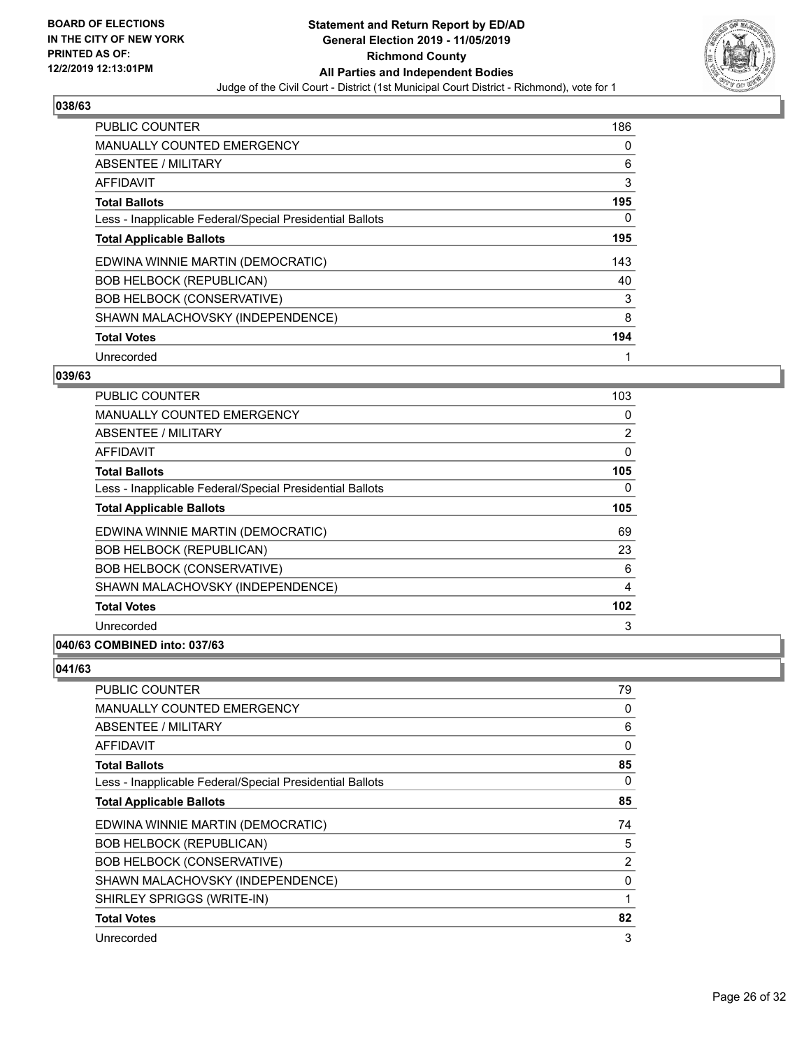## 038/63

| | |
|---|---|
| PUBLIC COUNTER | 186 |
| MANUALLY COUNTED EMERGENCY | 0 |
| ABSENTEE / MILITARY | 6 |
| AFFIDAVIT | 3 |
| **Total Ballots** | **195** |
| Less - Inapplicable Federal/Special Presidential Ballots | 0 |
| **Total Applicable Ballots** | **195** |
| EDWINA WINNIE MARTIN (DEMOCRATIC) | 143 |
| BOB HELBOCK (REPUBLICAN) | 40 |
| BOB HELBOCK (CONSERVATIVE) | 3 |
| SHAWN MALACHOVSKY (INDEPENDENCE) | 8 |
| **Total Votes** | **194** |
| Unrecorded | 1 |

## 039/63

| | |
|---|---|
| PUBLIC COUNTER | 103 |
| MANUALLY COUNTED EMERGENCY | 0 |
| ABSENTEE / MILITARY | 2 |
| AFFIDAVIT | 0 |
| **Total Ballots** | **105** |
| Less - Inapplicable Federal/Special Presidential Ballots | 0 |
| **Total Applicable Ballots** | **105** |
| EDWINA WINNIE MARTIN (DEMOCRATIC) | 69 |
| BOB HELBOCK (REPUBLICAN) | 23 |
| BOB HELBOCK (CONSERVATIVE) | 6 |
| SHAWN MALACHOVSKY (INDEPENDENCE) | 4 |
| **Total Votes** | **102** |
| Unrecorded | 3 |

## 040/63 COMBINED into: 037/63

## 041/63

| | |
|---|---|
| PUBLIC COUNTER | 79 |
| MANUALLY COUNTED EMERGENCY | 0 |
| ABSENTEE / MILITARY | 6 |
| AFFIDAVIT | 0 |
| **Total Ballots** | **85** |
| Less - Inapplicable Federal/Special Presidential Ballots | 0 |
| **Total Applicable Ballots** | **85** |
| EDWINA WINNIE MARTIN (DEMOCRATIC) | 74 |
| BOB HELBOCK (REPUBLICAN) | 5 |
| BOB HELBOCK (CONSERVATIVE) | 2 |
| SHAWN MALACHOVSKY (INDEPENDENCE) | 0 |
| SHIRLEY SPRIGGS (WRITE-IN) | 1 |
| **Total Votes** | **82** |
| Unrecorded | 3 |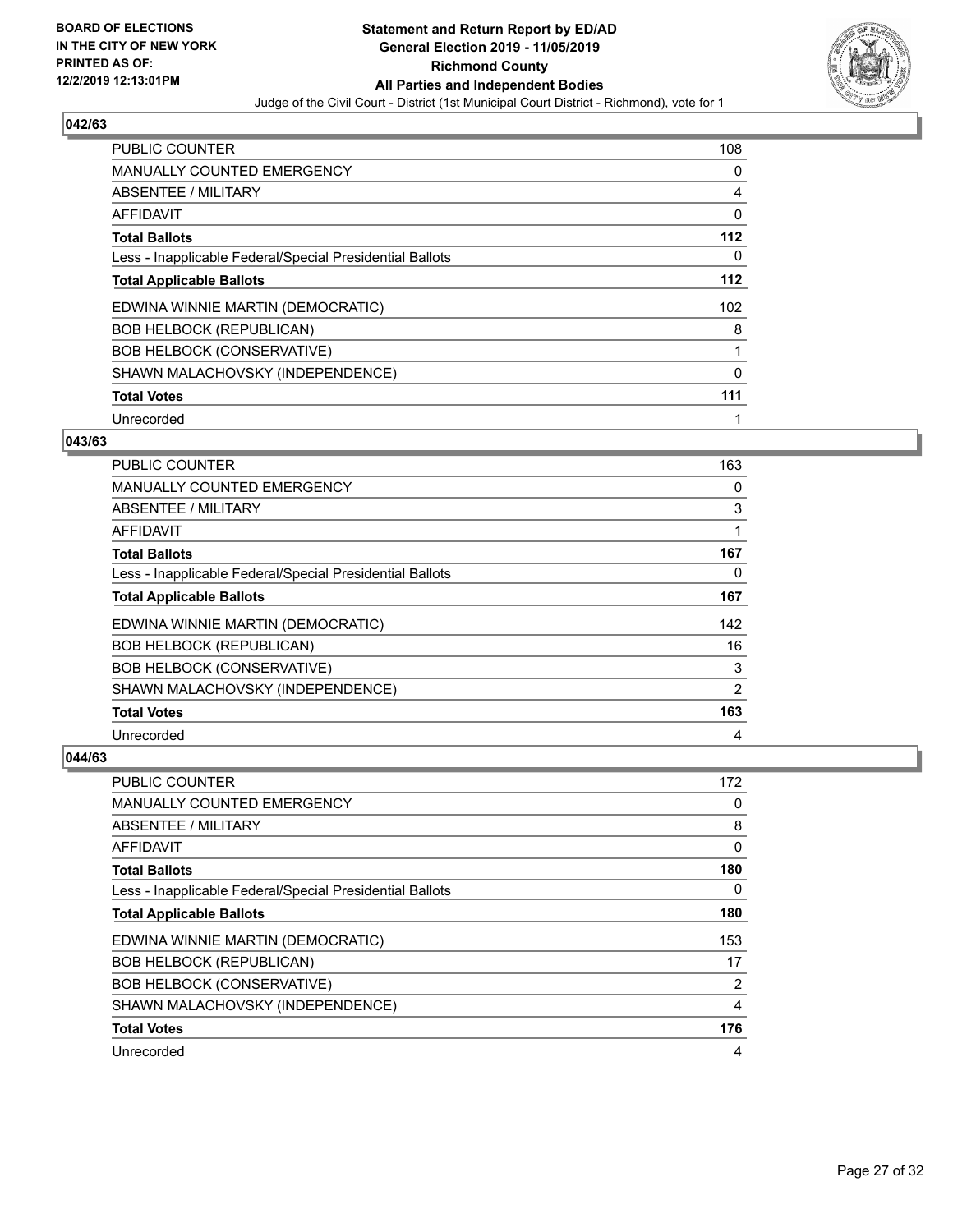**Statement and Return Report by ED/AD**
**General Election 2019 - 11/05/2019**
**Richmond County**
**All Parties and Independent Bodies**
Judge of the Civil Court - District (1st Municipal Court District - Richmond), vote for 1

BOARD OF ELECTIONS IN THE CITY OF NEW YORK
PRINTED AS OF: 12/2/2019 12:13:01PM

### 042/63

| | |
|---|---|
| PUBLIC COUNTER | 108 |
| MANUALLY COUNTED EMERGENCY | 0 |
| ABSENTEE / MILITARY | 4 |
| AFFIDAVIT | 0 |
| **Total Ballots** | **112** |
| Less - Inapplicable Federal/Special Presidential Ballots | 0 |
| **Total Applicable Ballots** | **112** |
| EDWINA WINNIE MARTIN (DEMOCRATIC) | 102 |
| BOB HELBOCK (REPUBLICAN) | 8 |
| BOB HELBOCK (CONSERVATIVE) | 1 |
| SHAWN MALACHOVSKY (INDEPENDENCE) | 0 |
| **Total Votes** | **111** |
| Unrecorded | 1 |

### 043/63

| | |
|---|---|
| PUBLIC COUNTER | 163 |
| MANUALLY COUNTED EMERGENCY | 0 |
| ABSENTEE / MILITARY | 3 |
| AFFIDAVIT | 1 |
| **Total Ballots** | **167** |
| Less - Inapplicable Federal/Special Presidential Ballots | 0 |
| **Total Applicable Ballots** | **167** |
| EDWINA WINNIE MARTIN (DEMOCRATIC) | 142 |
| BOB HELBOCK (REPUBLICAN) | 16 |
| BOB HELBOCK (CONSERVATIVE) | 3 |
| SHAWN MALACHOVSKY (INDEPENDENCE) | 2 |
| **Total Votes** | **163** |
| Unrecorded | 4 |

### 044/63

| | |
|---|---|
| PUBLIC COUNTER | 172 |
| MANUALLY COUNTED EMERGENCY | 0 |
| ABSENTEE / MILITARY | 8 |
| AFFIDAVIT | 0 |
| **Total Ballots** | **180** |
| Less - Inapplicable Federal/Special Presidential Ballots | 0 |
| **Total Applicable Ballots** | **180** |
| EDWINA WINNIE MARTIN (DEMOCRATIC) | 153 |
| BOB HELBOCK (REPUBLICAN) | 17 |
| BOB HELBOCK (CONSERVATIVE) | 2 |
| SHAWN MALACHOVSKY (INDEPENDENCE) | 4 |
| **Total Votes** | **176** |
| Unrecorded | 4 |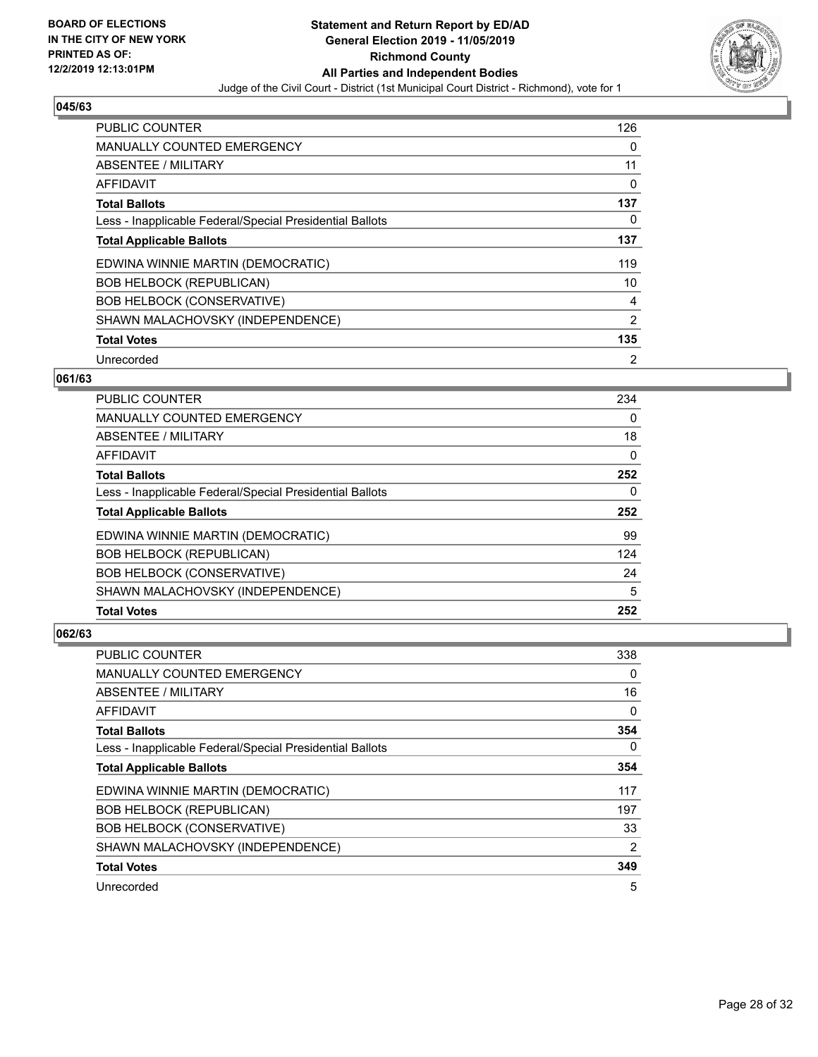**BOARD OF ELECTIONS IN THE CITY OF NEW YORK PRINTED AS OF: 12/2/2019 12:13:01PM**

# Statement and Return Report by ED/AD General Election 2019 - 11/05/2019 Richmond County All Parties and Independent Bodies

Judge of the Civil Court - District (1st Municipal Court District - Richmond), vote for 1

## 045/63

| | |
|---|---|
| PUBLIC COUNTER | 126 |
| MANUALLY COUNTED EMERGENCY | 0 |
| ABSENTEE / MILITARY | 11 |
| AFFIDAVIT | 0 |
| **Total Ballots** | **137** |
| Less - Inapplicable Federal/Special Presidential Ballots | 0 |
| **Total Applicable Ballots** | **137** |
| EDWINA WINNIE MARTIN (DEMOCRATIC) | 119 |
| BOB HELBOCK (REPUBLICAN) | 10 |
| BOB HELBOCK (CONSERVATIVE) | 4 |
| SHAWN MALACHOVSKY (INDEPENDENCE) | 2 |
| **Total Votes** | **135** |
| Unrecorded | 2 |

## 061/63

| | |
|---|---|
| PUBLIC COUNTER | 234 |
| MANUALLY COUNTED EMERGENCY | 0 |
| ABSENTEE / MILITARY | 18 |
| AFFIDAVIT | 0 |
| **Total Ballots** | **252** |
| Less - Inapplicable Federal/Special Presidential Ballots | 0 |
| **Total Applicable Ballots** | **252** |
| EDWINA WINNIE MARTIN (DEMOCRATIC) | 99 |
| BOB HELBOCK (REPUBLICAN) | 124 |
| BOB HELBOCK (CONSERVATIVE) | 24 |
| SHAWN MALACHOVSKY (INDEPENDENCE) | 5 |
| **Total Votes** | **252** |

## 062/63

| | |
|---|---|
| PUBLIC COUNTER | 338 |
| MANUALLY COUNTED EMERGENCY | 0 |
| ABSENTEE / MILITARY | 16 |
| AFFIDAVIT | 0 |
| **Total Ballots** | **354** |
| Less - Inapplicable Federal/Special Presidential Ballots | 0 |
| **Total Applicable Ballots** | **354** |
| EDWINA WINNIE MARTIN (DEMOCRATIC) | 117 |
| BOB HELBOCK (REPUBLICAN) | 197 |
| BOB HELBOCK (CONSERVATIVE) | 33 |
| SHAWN MALACHOVSKY (INDEPENDENCE) | 2 |
| **Total Votes** | **349** |
| Unrecorded | 5 |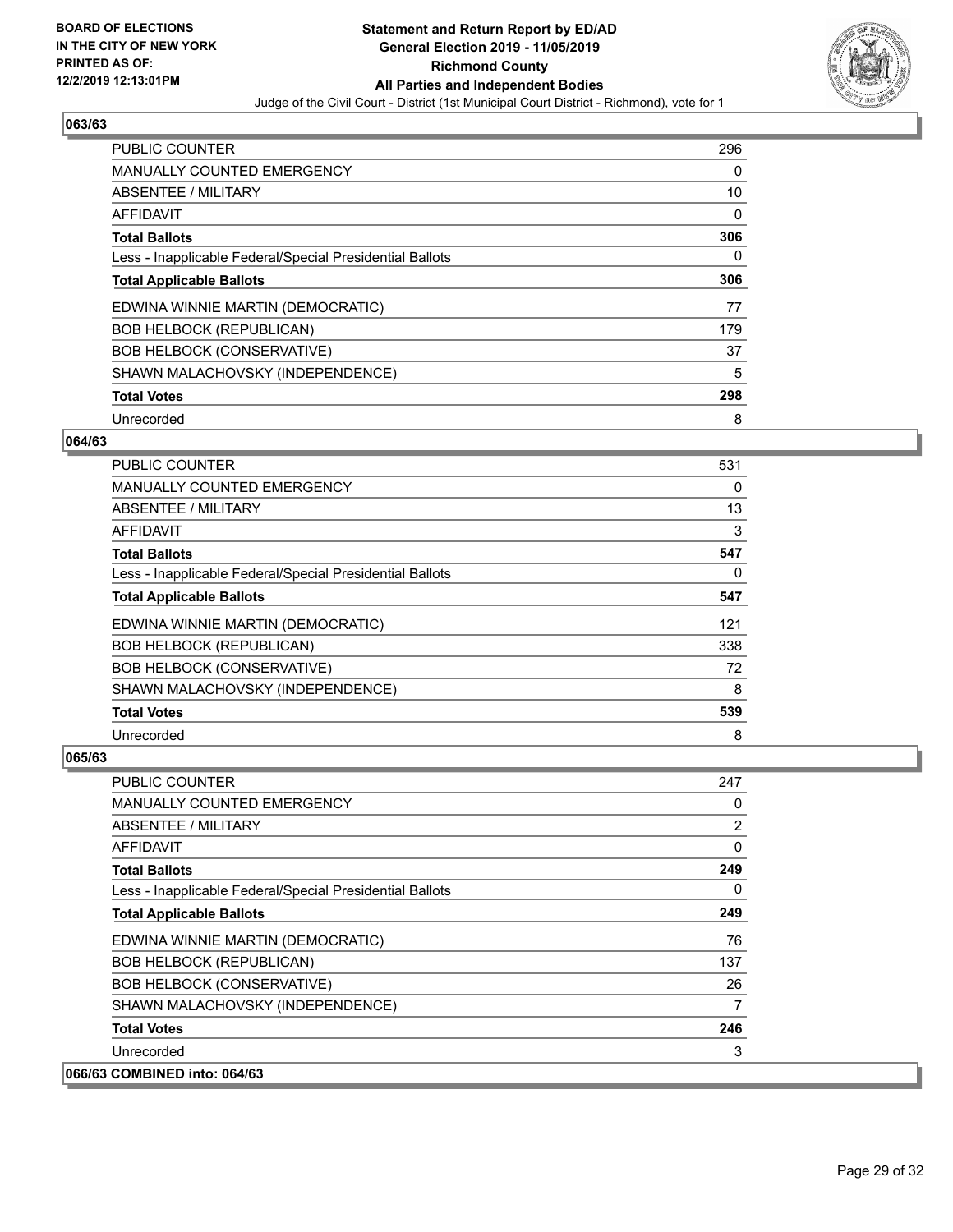**BOARD OF ELECTIONS IN THE CITY OF NEW YORK PRINTED AS OF: 12/2/2019 12:13:01PM**

**Statement and Return Report by ED/AD General Election 2019 - 11/05/2019 Richmond County All Parties and Independent Bodies**

Judge of the Civil Court - District (1st Municipal Court District - Richmond), vote for 1

### 063/63

| | |
|---|---|
| PUBLIC COUNTER | 296 |
| MANUALLY COUNTED EMERGENCY | 0 |
| ABSENTEE / MILITARY | 10 |
| AFFIDAVIT | 0 |
| **Total Ballots** | **306** |
| Less - Inapplicable Federal/Special Presidential Ballots | 0 |
| **Total Applicable Ballots** | **306** |
| EDWINA WINNIE MARTIN (DEMOCRATIC) | 77 |
| BOB HELBOCK (REPUBLICAN) | 179 |
| BOB HELBOCK (CONSERVATIVE) | 37 |
| SHAWN MALACHOVSKY (INDEPENDENCE) | 5 |
| **Total Votes** | **298** |
| Unrecorded | 8 |

### 064/63

| | |
|---|---|
| PUBLIC COUNTER | 531 |
| MANUALLY COUNTED EMERGENCY | 0 |
| ABSENTEE / MILITARY | 13 |
| AFFIDAVIT | 3 |
| **Total Ballots** | **547** |
| Less - Inapplicable Federal/Special Presidential Ballots | 0 |
| **Total Applicable Ballots** | **547** |
| EDWINA WINNIE MARTIN (DEMOCRATIC) | 121 |
| BOB HELBOCK (REPUBLICAN) | 338 |
| BOB HELBOCK (CONSERVATIVE) | 72 |
| SHAWN MALACHOVSKY (INDEPENDENCE) | 8 |
| **Total Votes** | **539** |
| Unrecorded | 8 |

### 065/63

| | |
|---|---|
| PUBLIC COUNTER | 247 |
| MANUALLY COUNTED EMERGENCY | 0 |
| ABSENTEE / MILITARY | 2 |
| AFFIDAVIT | 0 |
| **Total Ballots** | **249** |
| Less - Inapplicable Federal/Special Presidential Ballots | 0 |
| **Total Applicable Ballots** | **249** |
| EDWINA WINNIE MARTIN (DEMOCRATIC) | 76 |
| BOB HELBOCK (REPUBLICAN) | 137 |
| BOB HELBOCK (CONSERVATIVE) | 26 |
| SHAWN MALACHOVSKY (INDEPENDENCE) | 7 |
| **Total Votes** | **246** |
| Unrecorded | 3 |

### 066/63 COMBINED into: 064/63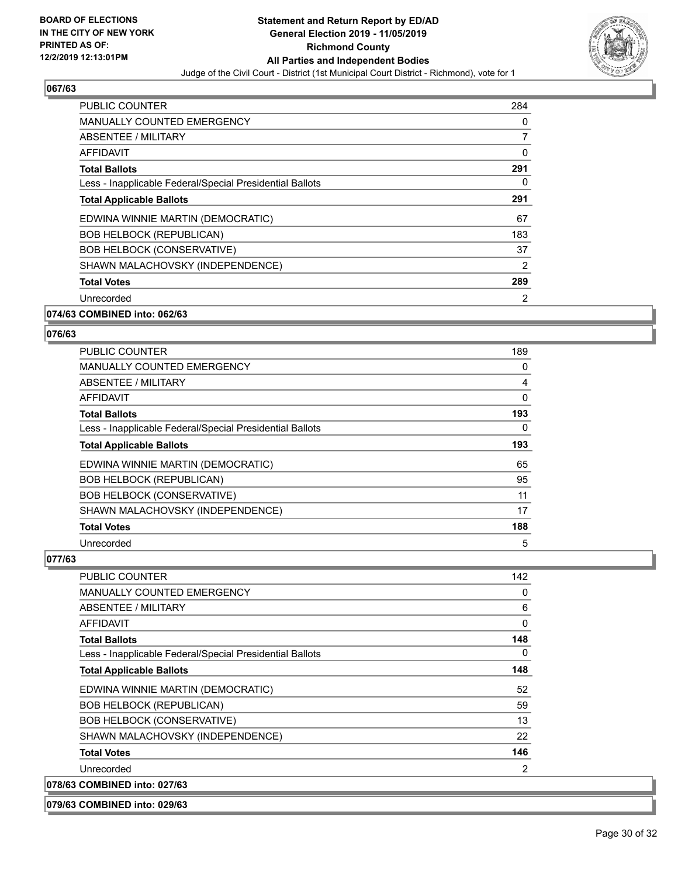### 067/63

| | |
|---|---|
| PUBLIC COUNTER | 284 |
| MANUALLY COUNTED EMERGENCY | 0 |
| ABSENTEE / MILITARY | 7 |
| AFFIDAVIT | 0 |
| **Total Ballots** | **291** |
| Less - Inapplicable Federal/Special Presidential Ballots | 0 |
| **Total Applicable Ballots** | **291** |
| EDWINA WINNIE MARTIN (DEMOCRATIC) | 67 |
| BOB HELBOCK (REPUBLICAN) | 183 |
| BOB HELBOCK (CONSERVATIVE) | 37 |
| SHAWN MALACHOVSKY (INDEPENDENCE) | 2 |
| **Total Votes** | **289** |
| Unrecorded | 2 |

### 074/63 COMBINED into: 062/63

### 076/63

| | |
|---|---|
| PUBLIC COUNTER | 189 |
| MANUALLY COUNTED EMERGENCY | 0 |
| ABSENTEE / MILITARY | 4 |
| AFFIDAVIT | 0 |
| **Total Ballots** | **193** |
| Less - Inapplicable Federal/Special Presidential Ballots | 0 |
| **Total Applicable Ballots** | **193** |
| EDWINA WINNIE MARTIN (DEMOCRATIC) | 65 |
| BOB HELBOCK (REPUBLICAN) | 95 |
| BOB HELBOCK (CONSERVATIVE) | 11 |
| SHAWN MALACHOVSKY (INDEPENDENCE) | 17 |
| **Total Votes** | **188** |
| Unrecorded | 5 |

### 077/63

| | |
|---|---|
| PUBLIC COUNTER | 142 |
| MANUALLY COUNTED EMERGENCY | 0 |
| ABSENTEE / MILITARY | 6 |
| AFFIDAVIT | 0 |
| **Total Ballots** | **148** |
| Less - Inapplicable Federal/Special Presidential Ballots | 0 |
| **Total Applicable Ballots** | **148** |
| EDWINA WINNIE MARTIN (DEMOCRATIC) | 52 |
| BOB HELBOCK (REPUBLICAN) | 59 |
| BOB HELBOCK (CONSERVATIVE) | 13 |
| SHAWN MALACHOVSKY (INDEPENDENCE) | 22 |
| **Total Votes** | **146** |
| Unrecorded | 2 |

### 078/63 COMBINED into: 027/63

### 079/63 COMBINED into: 029/63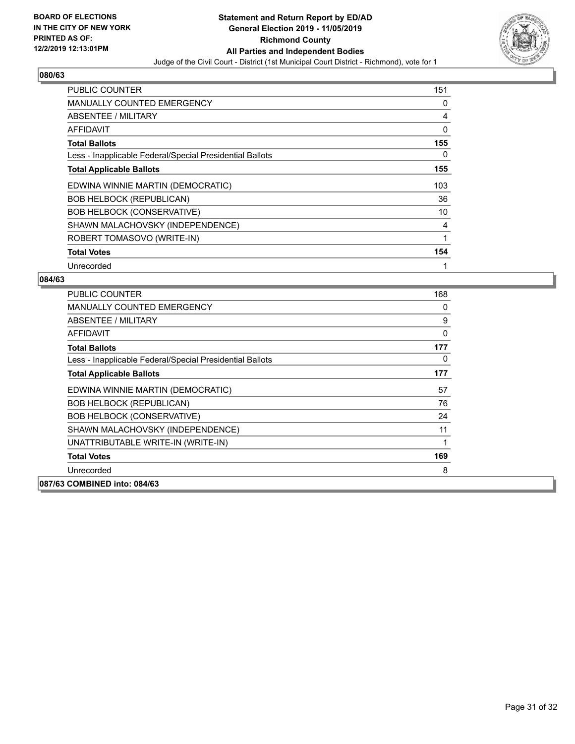**BOARD OF ELECTIONS IN THE CITY OF NEW YORK PRINTED AS OF: 12/2/2019 12:13:01PM**

**Statement and Return Report by ED/AD General Election 2019 - 11/05/2019 Richmond County All Parties and Independent Bodies**

Judge of the Civil Court - District (1st Municipal Court District - Richmond), vote for 1

## 080/63

| | |
|---|---|
| PUBLIC COUNTER | 151 |
| MANUALLY COUNTED EMERGENCY | 0 |
| ABSENTEE / MILITARY | 4 |
| AFFIDAVIT | 0 |
| **Total Ballots** | **155** |
| Less - Inapplicable Federal/Special Presidential Ballots | 0 |
| **Total Applicable Ballots** | **155** |
| EDWINA WINNIE MARTIN (DEMOCRATIC) | 103 |
| BOB HELBOCK (REPUBLICAN) | 36 |
| BOB HELBOCK (CONSERVATIVE) | 10 |
| SHAWN MALACHOVSKY (INDEPENDENCE) | 4 |
| ROBERT TOMASOVO (WRITE-IN) | 1 |
| **Total Votes** | **154** |
| Unrecorded | 1 |

## 084/63

| | |
|---|---|
| PUBLIC COUNTER | 168 |
| MANUALLY COUNTED EMERGENCY | 0 |
| ABSENTEE / MILITARY | 9 |
| AFFIDAVIT | 0 |
| **Total Ballots** | **177** |
| Less - Inapplicable Federal/Special Presidential Ballots | 0 |
| **Total Applicable Ballots** | **177** |
| EDWINA WINNIE MARTIN (DEMOCRATIC) | 57 |
| BOB HELBOCK (REPUBLICAN) | 76 |
| BOB HELBOCK (CONSERVATIVE) | 24 |
| SHAWN MALACHOVSKY (INDEPENDENCE) | 11 |
| UNATTRIBUTABLE WRITE-IN (WRITE-IN) | 1 |
| **Total Votes** | **169** |
| Unrecorded | 8 |

**087/63 COMBINED into: 084/63**